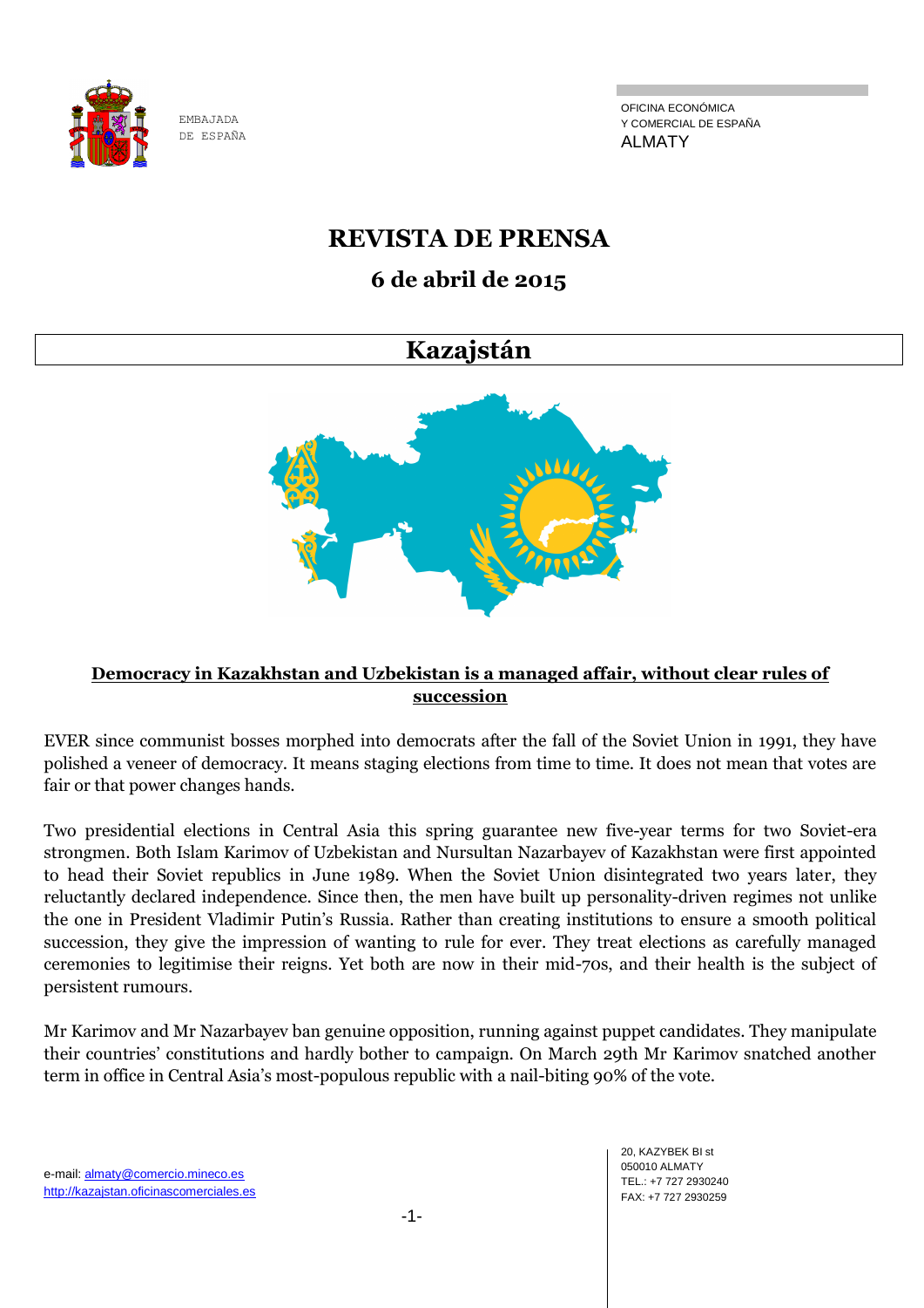EMBAJADA
DE ESPAÑA

OFICINA ECONÓMICA
Y COMERCIAL DE ESPAÑA
ALMATY

# REVISTA DE PRENSA

## 6 de abril de 2015

## Kazajstán

**Democracy in Kazakhstan and Uzbekistan is a managed affair, without clear rules of succession**

EVER since communist bosses morphed into democrats after the fall of the Soviet Union in 1991, they have polished a veneer of democracy. It means staging elections from time to time. It does not mean that votes are fair or that power changes hands.

Two presidential elections in Central Asia this spring guarantee new five-year terms for two Soviet-era strongmen. Both Islam Karimov of Uzbekistan and Nursultan Nazarbayev of Kazakhstan were first appointed to head their Soviet republics in June 1989. When the Soviet Union disintegrated two years later, they reluctantly declared independence. Since then, the men have built up personality-driven regimes not unlike the one in President Vladimir Putin's Russia. Rather than creating institutions to ensure a smooth political succession, they give the impression of wanting to rule for ever. They treat elections as carefully managed ceremonies to legitimise their reigns. Yet both are now in their mid-70s, and their health is the subject of persistent rumours.

Mr Karimov and Mr Nazarbayev ban genuine opposition, running against puppet candidates. They manipulate their countries' constitutions and hardly bother to campaign. On March 29th Mr Karimov snatched another term in office in Central Asia's most-populous republic with a nail-biting 90% of the vote.

e-mail: almaty@comercio.mineco.es
http://kazajstan.oficinascomerciales.es

20, KAZYBEK BI st
050010 ALMATY
TEL.: +7 727 2930240
FAX: +7 727 2930259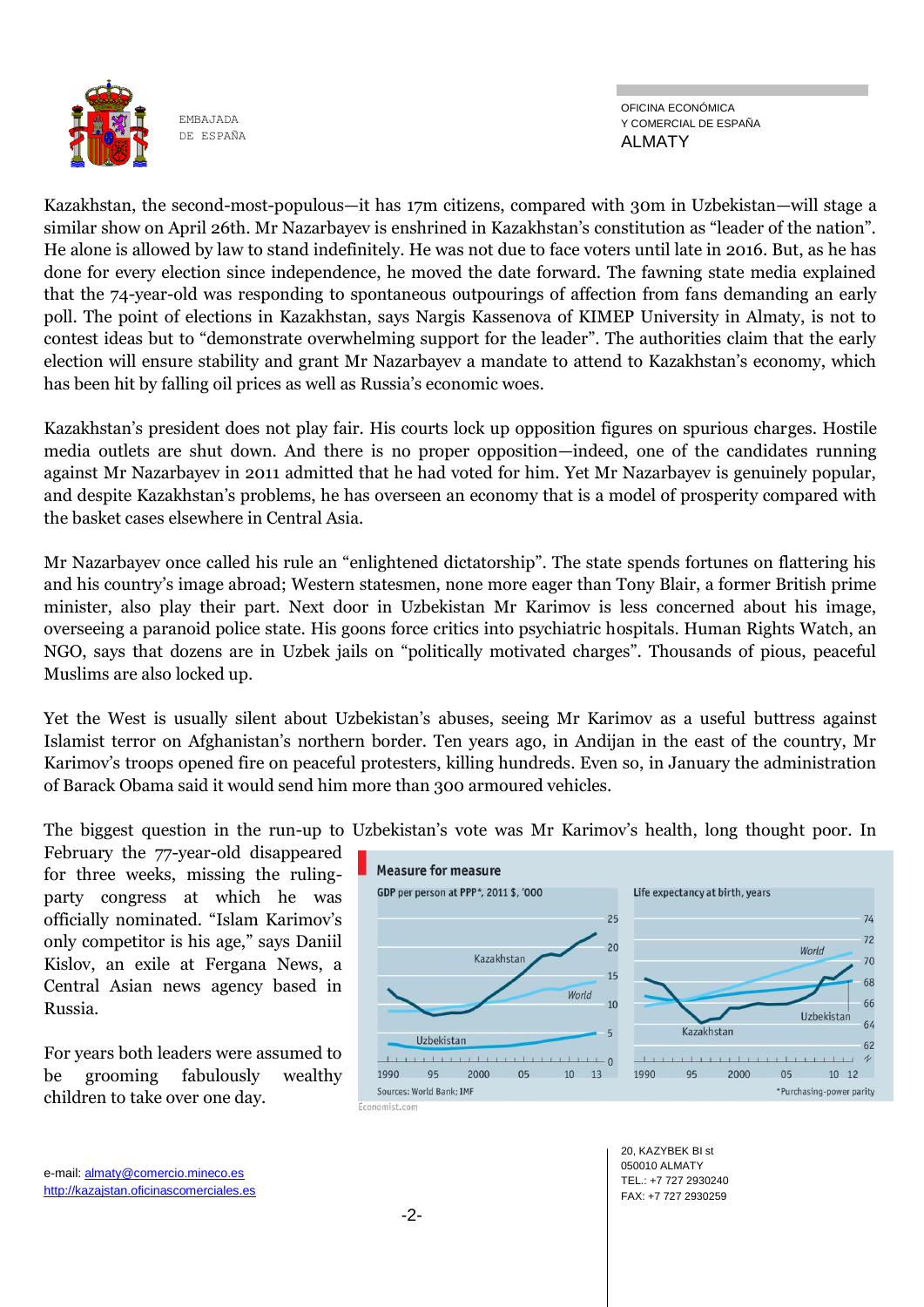Kazakhstan, the second-most-populous—it has 17m citizens, compared with 30m in Uzbekistan—will stage a similar show on April 26th. Mr Nazarbayev is enshrined in Kazakhstan's constitution as "leader of the nation". He alone is allowed by law to stand indefinitely. He was not due to face voters until late in 2016. But, as he has done for every election since independence, he moved the date forward. The fawning state media explained that the 74-year-old was responding to spontaneous outpourings of affection from fans demanding an early poll. The point of elections in Kazakhstan, says Nargis Kassenova of KIMEP University in Almaty, is not to contest ideas but to "demonstrate overwhelming support for the leader". The authorities claim that the early election will ensure stability and grant Mr Nazarbayev a mandate to attend to Kazakhstan's economy, which has been hit by falling oil prices as well as Russia's economic woes.

Kazakhstan's president does not play fair. His courts lock up opposition figures on spurious charges. Hostile media outlets are shut down. And there is no proper opposition—indeed, one of the candidates running against Mr Nazarbayev in 2011 admitted that he had voted for him. Yet Mr Nazarbayev is genuinely popular, and despite Kazakhstan's problems, he has overseen an economy that is a model of prosperity compared with the basket cases elsewhere in Central Asia.

Mr Nazarbayev once called his rule an "enlightened dictatorship". The state spends fortunes on flattering his and his country's image abroad; Western statesmen, none more eager than Tony Blair, a former British prime minister, also play their part. Next door in Uzbekistan Mr Karimov is less concerned about his image, overseeing a paranoid police state. His goons force critics into psychiatric hospitals. Human Rights Watch, an NGO, says that dozens are in Uzbek jails on "politically motivated charges". Thousands of pious, peaceful Muslims are also locked up.

Yet the West is usually silent about Uzbekistan's abuses, seeing Mr Karimov as a useful buttress against Islamist terror on Afghanistan's northern border. Ten years ago, in Andijan in the east of the country, Mr Karimov's troops opened fire on peaceful protesters, killing hundreds. Even so, in January the administration of Barack Obama said it would send him more than 300 armoured vehicles.

The biggest question in the run-up to Uzbekistan's vote was Mr Karimov's health, long thought poor. In February the 77-year-old disappeared for three weeks, missing the ruling-party congress at which he was officially nominated. "Islam Karimov's only competitor is his age," says Daniil Kislov, an exile at Fergana News, a Central Asian news agency based in Russia.

For years both leaders were assumed to be grooming fabulously wealthy children to take over one day.

**Measure for measure**

GDP per person at PPP*, 2011 $, '000

25, 20, 15, 10, 5, 0

Kazakhstan, World, Uzbekistan

1990, 95, 2000, 05, 10, 13

Life expectancy at birth, years

74, 72, 70, 68, 66, 64, 62

World, Uzbekistan, Kazakhstan

1990, 95, 2000, 05, 10, 12

Sources: World Bank; IMF

*Purchasing-power parity

Economist.com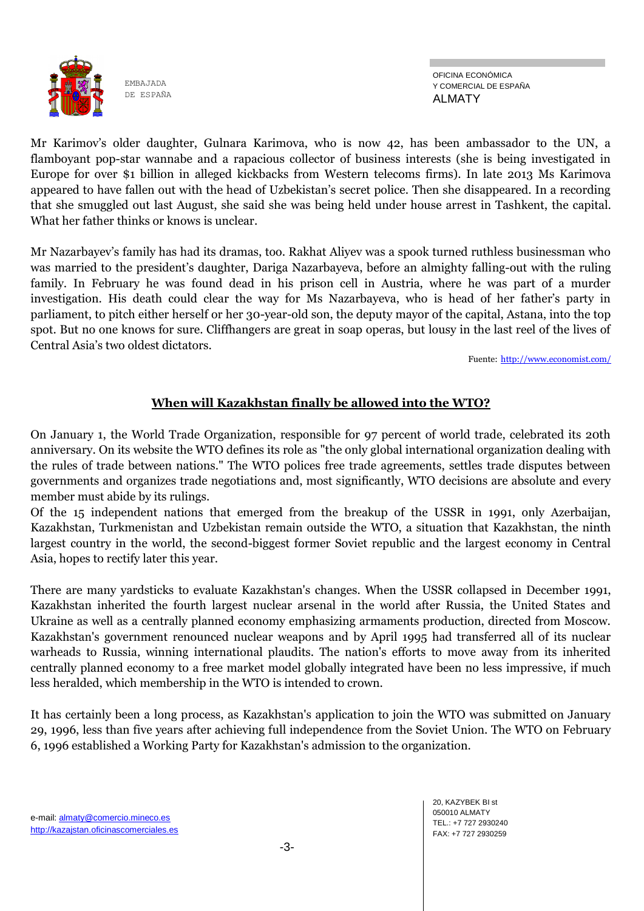Mr Karimov's older daughter, Gulnara Karimova, who is now 42, has been ambassador to the UN, a flamboyant pop-star wannabe and a rapacious collector of business interests (she is being investigated in Europe for over $1 billion in alleged kickbacks from Western telecoms firms). In late 2013 Ms Karimova appeared to have fallen out with the head of Uzbekistan's secret police. Then she disappeared. In a recording that she smuggled out last August, she said she was being held under house arrest in Tashkent, the capital. What her father thinks or knows is unclear.

Mr Nazarbayev's family has had its dramas, too. Rakhat Aliyev was a spook turned ruthless businessman who was married to the president's daughter, Dariga Nazarbayeva, before an almighty falling-out with the ruling family. In February he was found dead in his prison cell in Austria, where he was part of a murder investigation. His death could clear the way for Ms Nazarbayeva, who is head of her father's party in parliament, to pitch either herself or her 30-year-old son, the deputy mayor of the capital, Astana, into the top spot. But no one knows for sure. Cliffhangers are great in soap operas, but lousy in the last reel of the lives of Central Asia's two oldest dictators.

Fuente: http://www.economist.com/

## When will Kazakhstan finally be allowed into the WTO?

On January 1, the World Trade Organization, responsible for 97 percent of world trade, celebrated its 20th anniversary. On its website the WTO defines its role as "the only global international organization dealing with the rules of trade between nations." The WTO polices free trade agreements, settles trade disputes between governments and organizes trade negotiations and, most significantly, WTO decisions are absolute and every member must abide by its rulings.
Of the 15 independent nations that emerged from the breakup of the USSR in 1991, only Azerbaijan, Kazakhstan, Turkmenistan and Uzbekistan remain outside the WTO, a situation that Kazakhstan, the ninth largest country in the world, the second-biggest former Soviet republic and the largest economy in Central Asia, hopes to rectify later this year.

There are many yardsticks to evaluate Kazakhstan's changes. When the USSR collapsed in December 1991, Kazakhstan inherited the fourth largest nuclear arsenal in the world after Russia, the United States and Ukraine as well as a centrally planned economy emphasizing armaments production, directed from Moscow. Kazakhstan's government renounced nuclear weapons and by April 1995 had transferred all of its nuclear warheads to Russia, winning international plaudits. The nation's efforts to move away from its inherited centrally planned economy to a free market model globally integrated have been no less impressive, if much less heralded, which membership in the WTO is intended to crown.

It has certainly been a long process, as Kazakhstan's application to join the WTO was submitted on January 29, 1996, less than five years after achieving full independence from the Soviet Union. The WTO on February 6, 1996 established a Working Party for Kazakhstan's admission to the organization.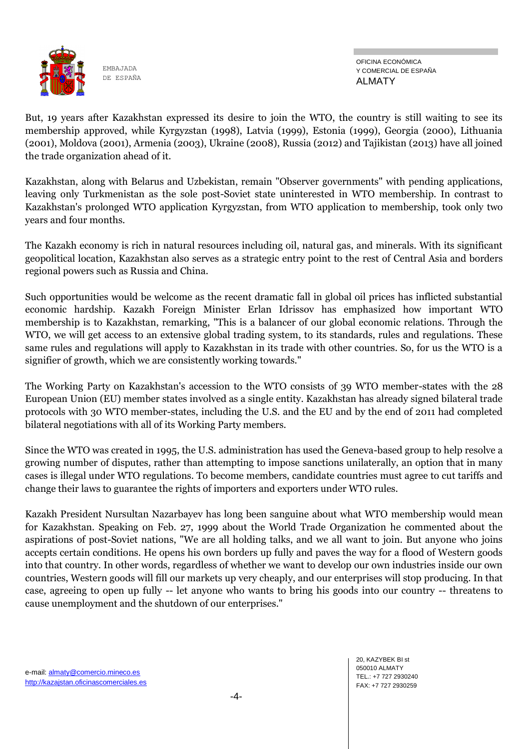But, 19 years after Kazakhstan expressed its desire to join the WTO, the country is still waiting to see its membership approved, while Kyrgyzstan (1998), Latvia (1999), Estonia (1999), Georgia (2000), Lithuania (2001), Moldova (2001), Armenia (2003), Ukraine (2008), Russia (2012) and Tajikistan (2013) have all joined the trade organization ahead of it.

Kazakhstan, along with Belarus and Uzbekistan, remain "Observer governments" with pending applications, leaving only Turkmenistan as the sole post-Soviet state uninterested in WTO membership. In contrast to Kazakhstan's prolonged WTO application Kyrgyzstan, from WTO application to membership, took only two years and four months.

The Kazakh economy is rich in natural resources including oil, natural gas, and minerals. With its significant geopolitical location, Kazakhstan also serves as a strategic entry point to the rest of Central Asia and borders regional powers such as Russia and China.

Such opportunities would be welcome as the recent dramatic fall in global oil prices has inflicted substantial economic hardship. Kazakh Foreign Minister Erlan Idrissov has emphasized how important WTO membership is to Kazakhstan, remarking, "This is a balancer of our global economic relations. Through the WTO, we will get access to an extensive global trading system, to its standards, rules and regulations. These same rules and regulations will apply to Kazakhstan in its trade with other countries. So, for us the WTO is a signifier of growth, which we are consistently working towards."

The Working Party on Kazakhstan's accession to the WTO consists of 39 WTO member-states with the 28 European Union (EU) member states involved as a single entity. Kazakhstan has already signed bilateral trade protocols with 30 WTO member-states, including the U.S. and the EU and by the end of 2011 had completed bilateral negotiations with all of its Working Party members.

Since the WTO was created in 1995, the U.S. administration has used the Geneva-based group to help resolve a growing number of disputes, rather than attempting to impose sanctions unilaterally, an option that in many cases is illegal under WTO regulations. To become members, candidate countries must agree to cut tariffs and change their laws to guarantee the rights of importers and exporters under WTO rules.

Kazakh President Nursultan Nazarbayev has long been sanguine about what WTO membership would mean for Kazakhstan. Speaking on Feb. 27, 1999 about the World Trade Organization he commented about the aspirations of post-Soviet nations, "We are all holding talks, and we all want to join. But anyone who joins accepts certain conditions. He opens his own borders up fully and paves the way for a flood of Western goods into that country. In other words, regardless of whether we want to develop our own industries inside our own countries, Western goods will fill our markets up very cheaply, and our enterprises will stop producing. In that case, agreeing to open up fully -- let anyone who wants to bring his goods into our country -- threatens to cause unemployment and the shutdown of our enterprises."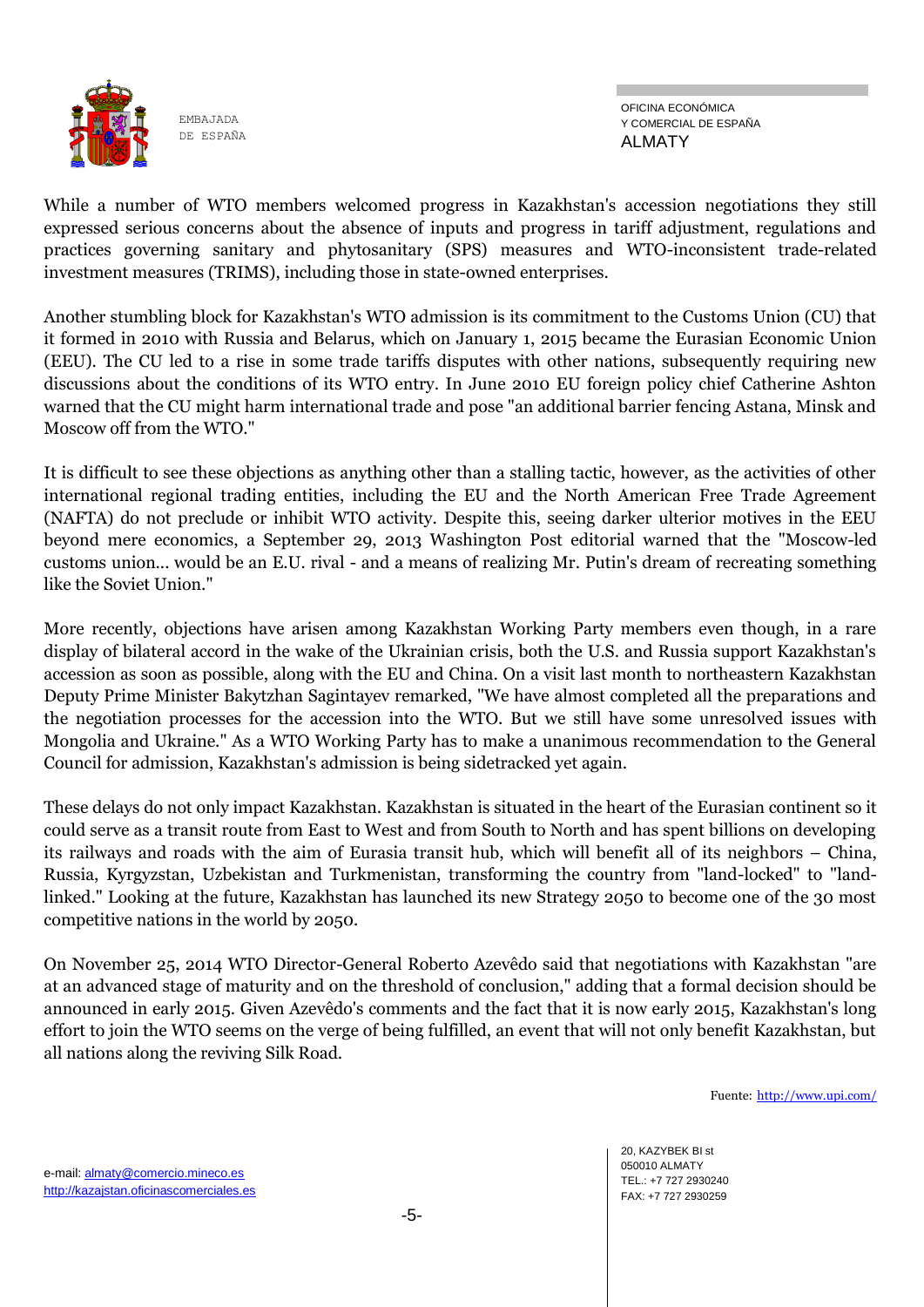While a number of WTO members welcomed progress in Kazakhstan's accession negotiations they still expressed serious concerns about the absence of inputs and progress in tariff adjustment, regulations and practices governing sanitary and phytosanitary (SPS) measures and WTO-inconsistent trade-related investment measures (TRIMS), including those in state-owned enterprises.

Another stumbling block for Kazakhstan's WTO admission is its commitment to the Customs Union (CU) that it formed in 2010 with Russia and Belarus, which on January 1, 2015 became the Eurasian Economic Union (EEU). The CU led to a rise in some trade tariffs disputes with other nations, subsequently requiring new discussions about the conditions of its WTO entry. In June 2010 EU foreign policy chief Catherine Ashton warned that the CU might harm international trade and pose "an additional barrier fencing Astana, Minsk and Moscow off from the WTO."

It is difficult to see these objections as anything other than a stalling tactic, however, as the activities of other international regional trading entities, including the EU and the North American Free Trade Agreement (NAFTA) do not preclude or inhibit WTO activity. Despite this, seeing darker ulterior motives in the EEU beyond mere economics, a September 29, 2013 Washington Post editorial warned that the "Moscow-led customs union... would be an E.U. rival - and a means of realizing Mr. Putin's dream of recreating something like the Soviet Union."

More recently, objections have arisen among Kazakhstan Working Party members even though, in a rare display of bilateral accord in the wake of the Ukrainian crisis, both the U.S. and Russia support Kazakhstan's accession as soon as possible, along with the EU and China. On a visit last month to northeastern Kazakhstan Deputy Prime Minister Bakytzhan Sagintayev remarked, "We have almost completed all the preparations and the negotiation processes for the accession into the WTO. But we still have some unresolved issues with Mongolia and Ukraine." As a WTO Working Party has to make a unanimous recommendation to the General Council for admission, Kazakhstan's admission is being sidetracked yet again.

These delays do not only impact Kazakhstan. Kazakhstan is situated in the heart of the Eurasian continent so it could serve as a transit route from East to West and from South to North and has spent billions on developing its railways and roads with the aim of Eurasia transit hub, which will benefit all of its neighbors – China, Russia, Kyrgyzstan, Uzbekistan and Turkmenistan, transforming the country from "land-locked" to "land-linked." Looking at the future, Kazakhstan has launched its new Strategy 2050 to become one of the 30 most competitive nations in the world by 2050.

On November 25, 2014 WTO Director-General Roberto Azevêdo said that negotiations with Kazakhstan "are at an advanced stage of maturity and on the threshold of conclusion," adding that a formal decision should be announced in early 2015. Given Azevêdo's comments and the fact that it is now early 2015, Kazakhstan's long effort to join the WTO seems on the verge of being fulfilled, an event that will not only benefit Kazakhstan, but all nations along the reviving Silk Road.

Fuente: http://www.upi.com/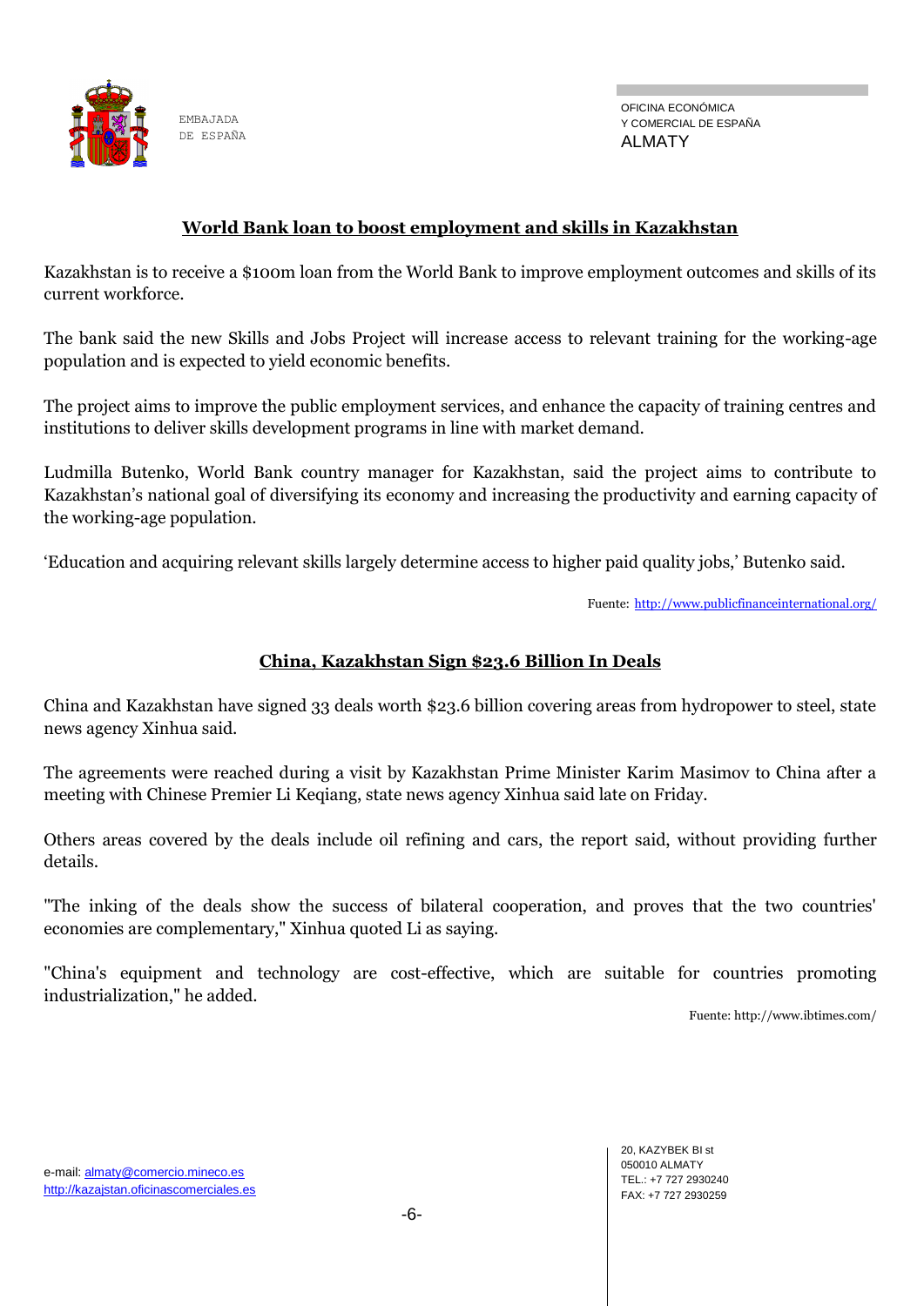## World Bank loan to boost employment and skills in Kazakhstan

Kazakhstan is to receive a $100m loan from the World Bank to improve employment outcomes and skills of its current workforce.

The bank said the new Skills and Jobs Project will increase access to relevant training for the working-age population and is expected to yield economic benefits.

The project aims to improve the public employment services, and enhance the capacity of training centres and institutions to deliver skills development programs in line with market demand.

Ludmilla Butenko, World Bank country manager for Kazakhstan, said the project aims to contribute to Kazakhstan's national goal of diversifying its economy and increasing the productivity and earning capacity of the working-age population.

'Education and acquiring relevant skills largely determine access to higher paid quality jobs,' Butenko said.

Fuente: http://www.publicfinanceinternational.org/

## China, Kazakhstan Sign $23.6 Billion In Deals

China and Kazakhstan have signed 33 deals worth $23.6 billion covering areas from hydropower to steel, state news agency Xinhua said.

The agreements were reached during a visit by Kazakhstan Prime Minister Karim Masimov to China after a meeting with Chinese Premier Li Keqiang, state news agency Xinhua said late on Friday.

Others areas covered by the deals include oil refining and cars, the report said, without providing further details.

"The inking of the deals show the success of bilateral cooperation, and proves that the two countries' economies are complementary," Xinhua quoted Li as saying.

"China's equipment and technology are cost-effective, which are suitable for countries promoting industrialization," he added.

Fuente: http://www.ibtimes.com/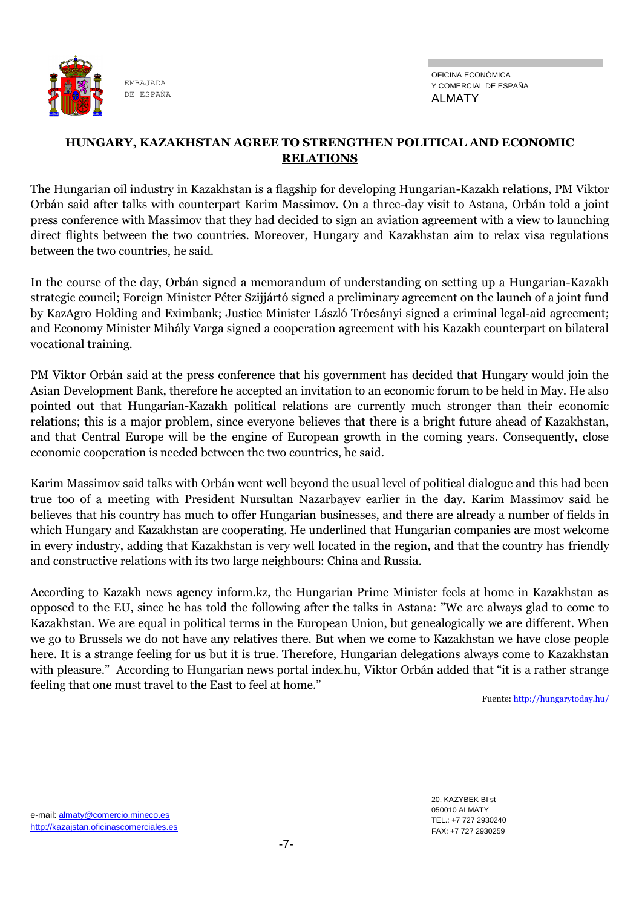## HUNGARY, KAZAKHSTAN AGREE TO STRENGTHEN POLITICAL AND ECONOMIC RELATIONS

The Hungarian oil industry in Kazakhstan is a flagship for developing Hungarian-Kazakh relations, PM Viktor Orbán said after talks with counterpart Karim Massimov. On a three-day visit to Astana, Orbán told a joint press conference with Massimov that they had decided to sign an aviation agreement with a view to launching direct flights between the two countries. Moreover, Hungary and Kazakhstan aim to relax visa regulations between the two countries, he said.

In the course of the day, Orbán signed a memorandum of understanding on setting up a Hungarian-Kazakh strategic council; Foreign Minister Péter Szijjártó signed a preliminary agreement on the launch of a joint fund by KazAgro Holding and Eximbank; Justice Minister László Trócsányi signed a criminal legal-aid agreement; and Economy Minister Mihály Varga signed a cooperation agreement with his Kazakh counterpart on bilateral vocational training.

PM Viktor Orbán said at the press conference that his government has decided that Hungary would join the Asian Development Bank, therefore he accepted an invitation to an economic forum to be held in May. He also pointed out that Hungarian-Kazakh political relations are currently much stronger than their economic relations; this is a major problem, since everyone believes that there is a bright future ahead of Kazakhstan, and that Central Europe will be the engine of European growth in the coming years. Consequently, close economic cooperation is needed between the two countries, he said.

Karim Massimov said talks with Orbán went well beyond the usual level of political dialogue and this had been true too of a meeting with President Nursultan Nazarbayev earlier in the day. Karim Massimov said he believes that his country has much to offer Hungarian businesses, and there are already a number of fields in which Hungary and Kazakhstan are cooperating. He underlined that Hungarian companies are most welcome in every industry, adding that Kazakhstan is very well located in the region, and that the country has friendly and constructive relations with its two large neighbours: China and Russia.

According to Kazakh news agency inform.kz, the Hungarian Prime Minister feels at home in Kazakhstan as opposed to the EU, since he has told the following after the talks in Astana: "We are always glad to come to Kazakhstan. We are equal in political terms in the European Union, but genealogically we are different. When we go to Brussels we do not have any relatives there. But when we come to Kazakhstan we have close people here. It is a strange feeling for us but it is true. Therefore, Hungarian delegations always come to Kazakhstan with pleasure." According to Hungarian news portal index.hu, Viktor Orbán added that "it is a rather strange feeling that one must travel to the East to feel at home."

Fuente: http://hungarytoday.hu/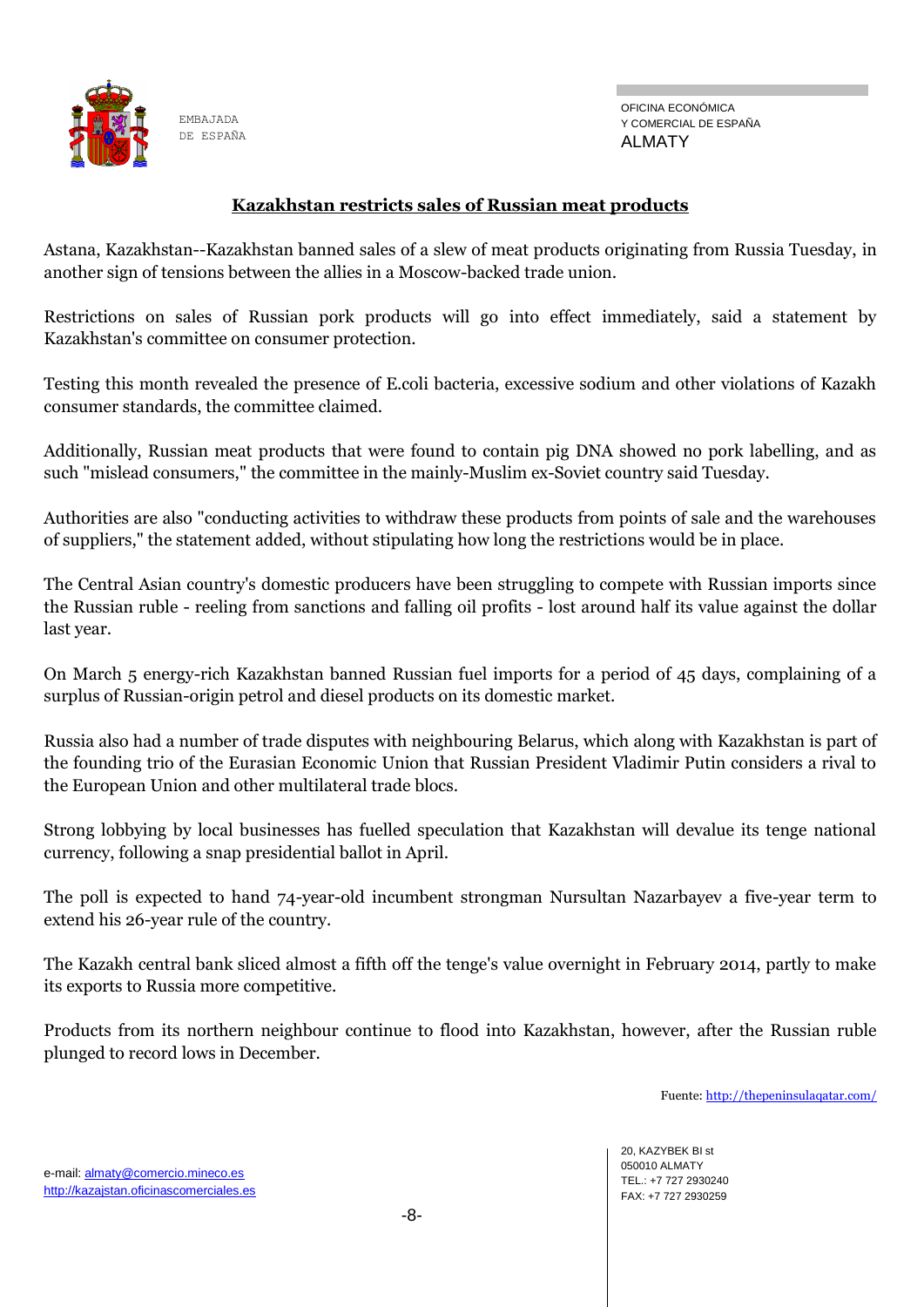## Kazakhstan restricts sales of Russian meat products

Astana, Kazakhstan--Kazakhstan banned sales of a slew of meat products originating from Russia Tuesday, in another sign of tensions between the allies in a Moscow-backed trade union.

Restrictions on sales of Russian pork products will go into effect immediately, said a statement by Kazakhstan's committee on consumer protection.

Testing this month revealed the presence of E.coli bacteria, excessive sodium and other violations of Kazakh consumer standards, the committee claimed.

Additionally, Russian meat products that were found to contain pig DNA showed no pork labelling, and as such "mislead consumers," the committee in the mainly-Muslim ex-Soviet country said Tuesday.

Authorities are also "conducting activities to withdraw these products from points of sale and the warehouses of suppliers," the statement added, without stipulating how long the restrictions would be in place.

The Central Asian country's domestic producers have been struggling to compete with Russian imports since the Russian ruble - reeling from sanctions and falling oil profits - lost around half its value against the dollar last year.

On March 5 energy-rich Kazakhstan banned Russian fuel imports for a period of 45 days, complaining of a surplus of Russian-origin petrol and diesel products on its domestic market.

Russia also had a number of trade disputes with neighbouring Belarus, which along with Kazakhstan is part of the founding trio of the Eurasian Economic Union that Russian President Vladimir Putin considers a rival to the European Union and other multilateral trade blocs.

Strong lobbying by local businesses has fuelled speculation that Kazakhstan will devalue its tenge national currency, following a snap presidential ballot in April.

The poll is expected to hand 74-year-old incumbent strongman Nursultan Nazarbayev a five-year term to extend his 26-year rule of the country.

The Kazakh central bank sliced almost a fifth off the tenge's value overnight in February 2014, partly to make its exports to Russia more competitive.

Products from its northern neighbour continue to flood into Kazakhstan, however, after the Russian ruble plunged to record lows in December.

Fuente: http://thepeninsulaqatar.com/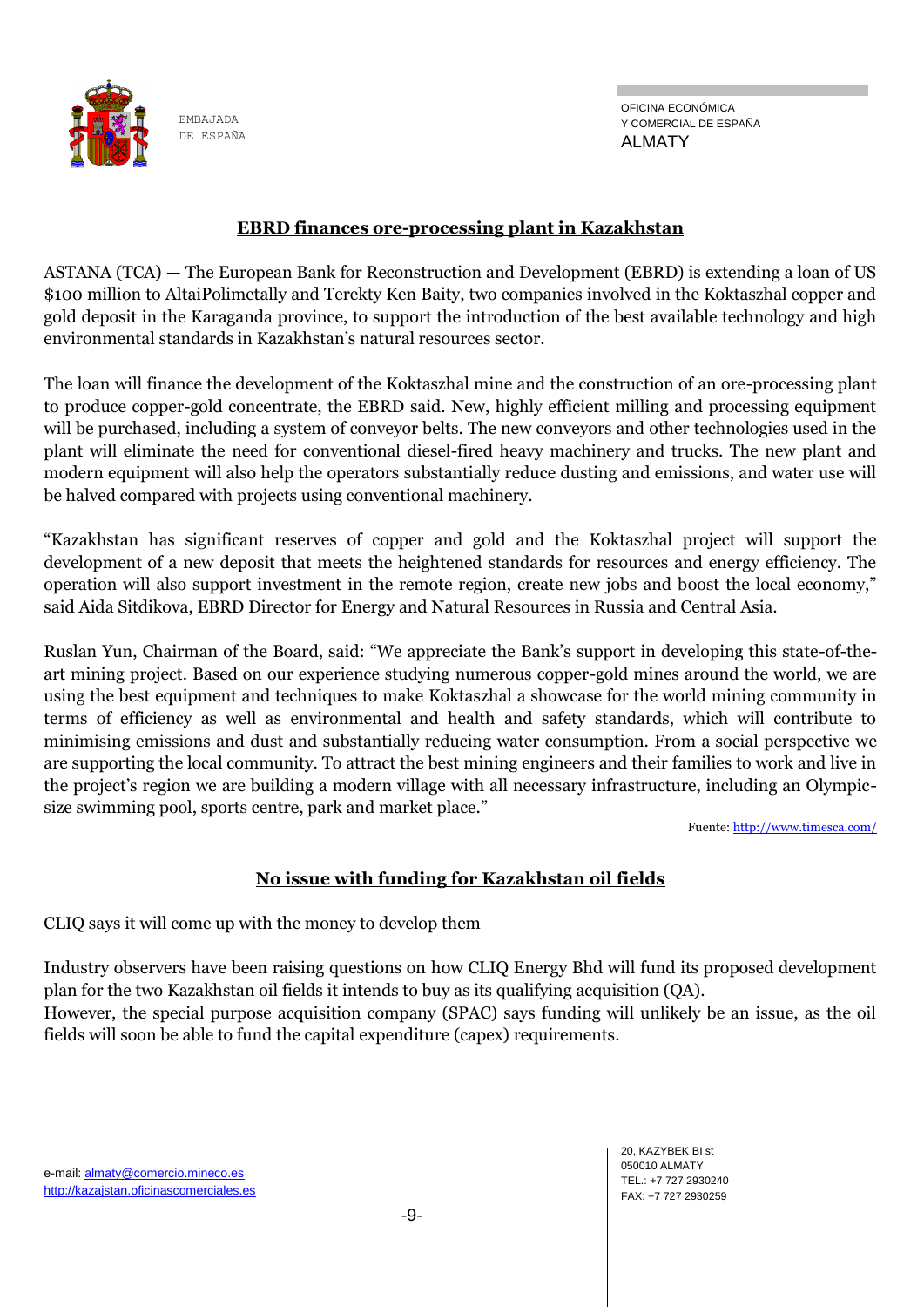## EBRD finances ore-processing plant in Kazakhstan

ASTANA (TCA) — The European Bank for Reconstruction and Development (EBRD) is extending a loan of US $100 million to AltaiPolimetally and Terekty Ken Baity, two companies involved in the Koktaszhal copper and gold deposit in the Karaganda province, to support the introduction of the best available technology and high environmental standards in Kazakhstan's natural resources sector.

The loan will finance the development of the Koktaszhal mine and the construction of an ore-processing plant to produce copper-gold concentrate, the EBRD said. New, highly efficient milling and processing equipment will be purchased, including a system of conveyor belts. The new conveyors and other technologies used in the plant will eliminate the need for conventional diesel-fired heavy machinery and trucks. The new plant and modern equipment will also help the operators substantially reduce dusting and emissions, and water use will be halved compared with projects using conventional machinery.

"Kazakhstan has significant reserves of copper and gold and the Koktaszhal project will support the development of a new deposit that meets the heightened standards for resources and energy efficiency. The operation will also support investment in the remote region, create new jobs and boost the local economy," said Aida Sitdikova, EBRD Director for Energy and Natural Resources in Russia and Central Asia.

Ruslan Yun, Chairman of the Board, said: "We appreciate the Bank's support in developing this state-of-the-art mining project. Based on our experience studying numerous copper-gold mines around the world, we are using the best equipment and techniques to make Koktaszhal a showcase for the world mining community in terms of efficiency as well as environmental and health and safety standards, which will contribute to minimising emissions and dust and substantially reducing water consumption. From a social perspective we are supporting the local community. To attract the best mining engineers and their families to work and live in the project's region we are building a modern village with all necessary infrastructure, including an Olympic-size swimming pool, sports centre, park and market place."

Fuente: http://www.timesca.com/

## No issue with funding for Kazakhstan oil fields

CLIQ says it will come up with the money to develop them

Industry observers have been raising questions on how CLIQ Energy Bhd will fund its proposed development plan for the two Kazakhstan oil fields it intends to buy as its qualifying acquisition (QA).
However, the special purpose acquisition company (SPAC) says funding will unlikely be an issue, as the oil fields will soon be able to fund the capital expenditure (capex) requirements.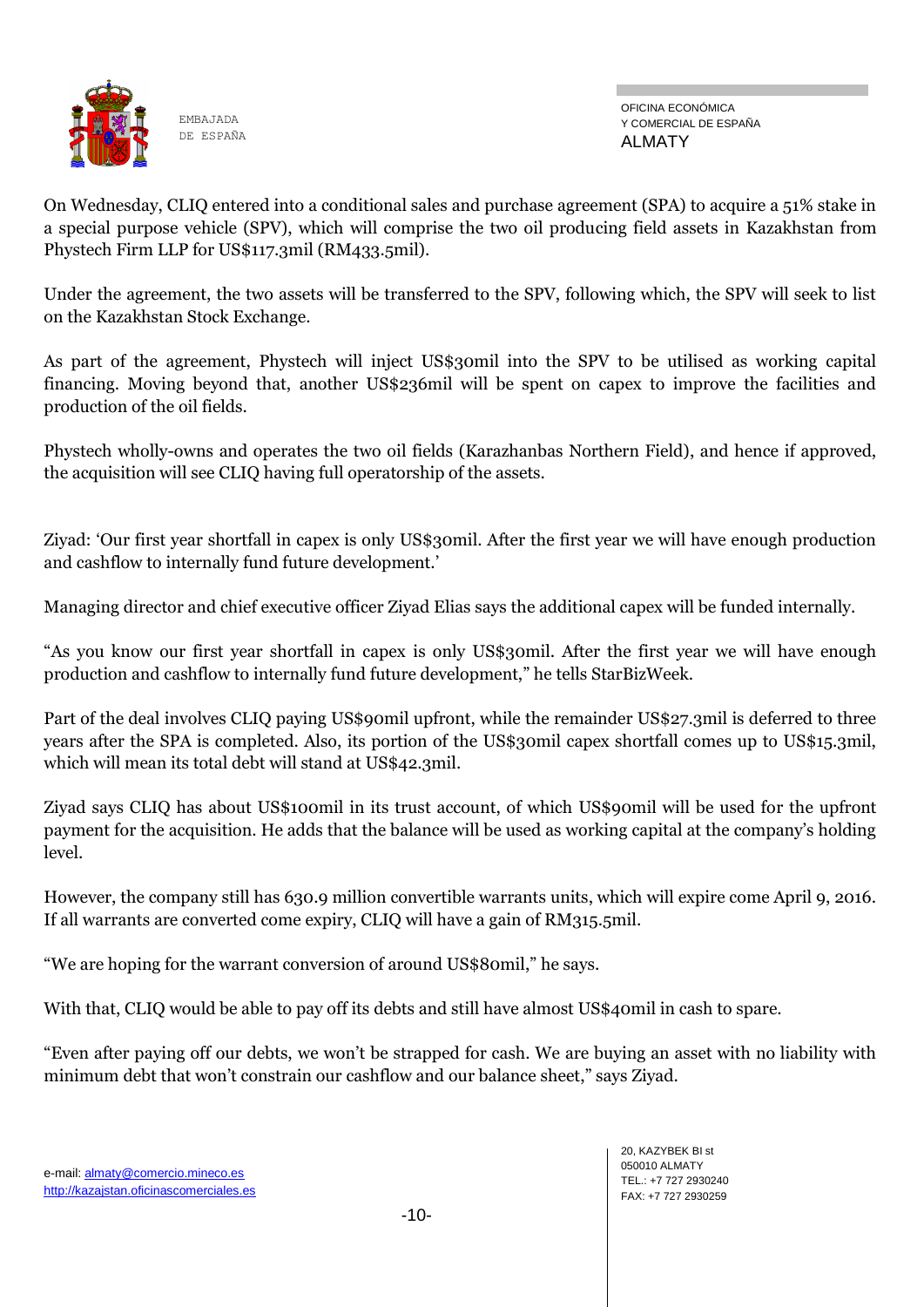On Wednesday, CLIQ entered into a conditional sales and purchase agreement (SPA) to acquire a 51% stake in a special purpose vehicle (SPV), which will comprise the two oil producing field assets in Kazakhstan from Phystech Firm LLP for US$117.3mil (RM433.5mil).

Under the agreement, the two assets will be transferred to the SPV, following which, the SPV will seek to list on the Kazakhstan Stock Exchange.

As part of the agreement, Phystech will inject US$30mil into the SPV to be utilised as working capital financing. Moving beyond that, another US$236mil will be spent on capex to improve the facilities and production of the oil fields.

Phystech wholly-owns and operates the two oil fields (Karazhanbas Northern Field), and hence if approved, the acquisition will see CLIQ having full operatorship of the assets.

Ziyad: 'Our first year shortfall in capex is only US$30mil. After the first year we will have enough production and cashflow to internally fund future development.'

Managing director and chief executive officer Ziyad Elias says the additional capex will be funded internally.

"As you know our first year shortfall in capex is only US$30mil. After the first year we will have enough production and cashflow to internally fund future development," he tells StarBizWeek.

Part of the deal involves CLIQ paying US$90mil upfront, while the remainder US$27.3mil is deferred to three years after the SPA is completed. Also, its portion of the US$30mil capex shortfall comes up to US$15.3mil, which will mean its total debt will stand at US$42.3mil.

Ziyad says CLIQ has about US$100mil in its trust account, of which US$90mil will be used for the upfront payment for the acquisition. He adds that the balance will be used as working capital at the company's holding level.

However, the company still has 630.9 million convertible warrants units, which will expire come April 9, 2016. If all warrants are converted come expiry, CLIQ will have a gain of RM315.5mil.

"We are hoping for the warrant conversion of around US$80mil," he says.

With that, CLIQ would be able to pay off its debts and still have almost US$40mil in cash to spare.

"Even after paying off our debts, we won't be strapped for cash. We are buying an asset with no liability with minimum debt that won't constrain our cashflow and our balance sheet," says Ziyad.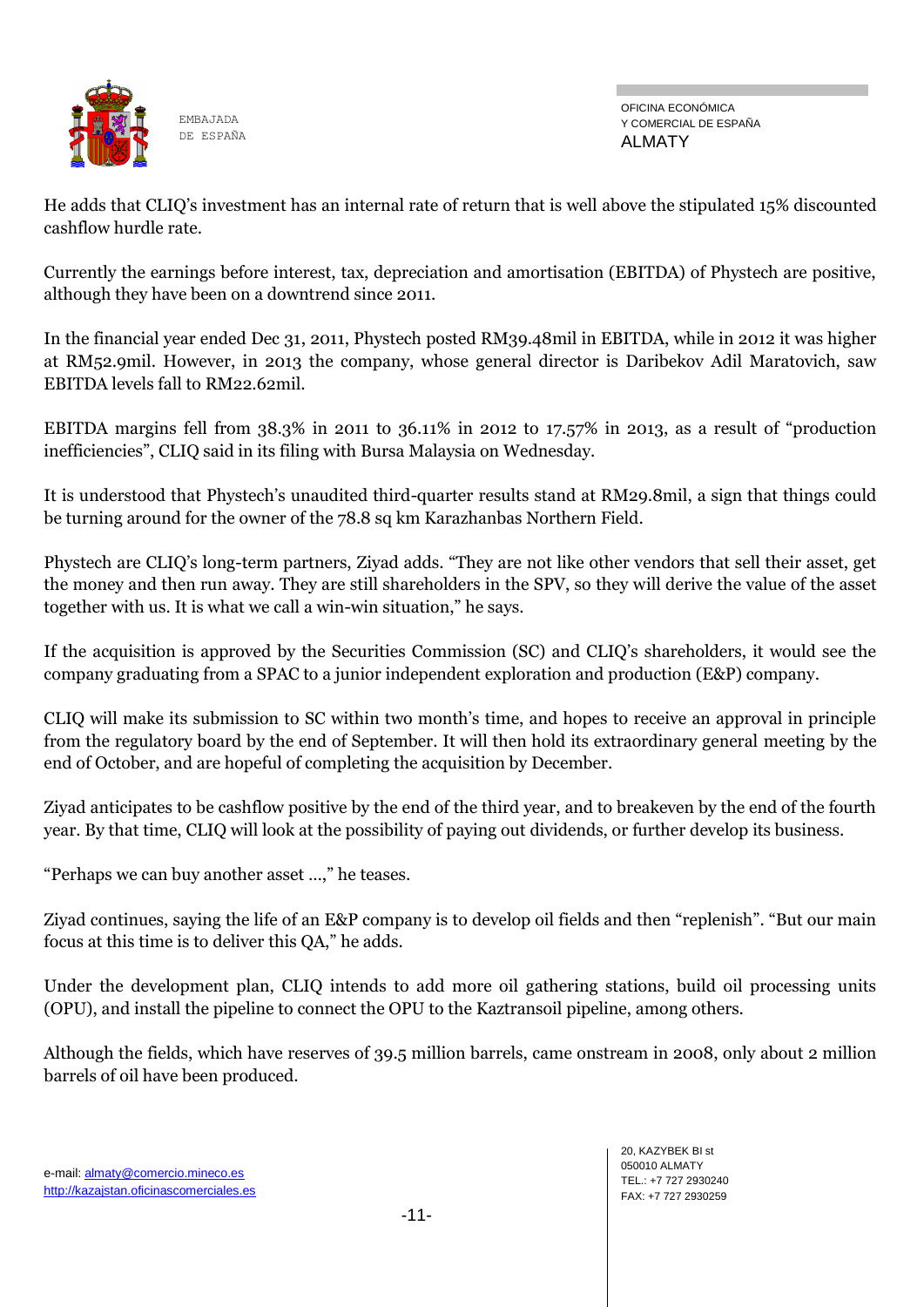He adds that CLIQ's investment has an internal rate of return that is well above the stipulated 15% discounted cashflow hurdle rate.

Currently the earnings before interest, tax, depreciation and amortisation (EBITDA) of Phystech are positive, although they have been on a downtrend since 2011.

In the financial year ended Dec 31, 2011, Phystech posted RM39.48mil in EBITDA, while in 2012 it was higher at RM52.9mil. However, in 2013 the company, whose general director is Daribekov Adil Maratovich, saw EBITDA levels fall to RM22.62mil.

EBITDA margins fell from 38.3% in 2011 to 36.11% in 2012 to 17.57% in 2013, as a result of "production inefficiencies", CLIQ said in its filing with Bursa Malaysia on Wednesday.

It is understood that Phystech's unaudited third-quarter results stand at RM29.8mil, a sign that things could be turning around for the owner of the 78.8 sq km Karazhanbas Northern Field.

Phystech are CLIQ's long-term partners, Ziyad adds. "They are not like other vendors that sell their asset, get the money and then run away. They are still shareholders in the SPV, so they will derive the value of the asset together with us. It is what we call a win-win situation," he says.

If the acquisition is approved by the Securities Commission (SC) and CLIQ's shareholders, it would see the company graduating from a SPAC to a junior independent exploration and production (E&P) company.

CLIQ will make its submission to SC within two month's time, and hopes to receive an approval in principle from the regulatory board by the end of September. It will then hold its extraordinary general meeting by the end of October, and are hopeful of completing the acquisition by December.

Ziyad anticipates to be cashflow positive by the end of the third year, and to breakeven by the end of the fourth year. By that time, CLIQ will look at the possibility of paying out dividends, or further develop its business.

"Perhaps we can buy another asset …," he teases.

Ziyad continues, saying the life of an E&P company is to develop oil fields and then "replenish". "But our main focus at this time is to deliver this QA," he adds.

Under the development plan, CLIQ intends to add more oil gathering stations, build oil processing units (OPU), and install the pipeline to connect the OPU to the Kaztransoil pipeline, among others.

Although the fields, which have reserves of 39.5 million barrels, came onstream in 2008, only about 2 million barrels of oil have been produced.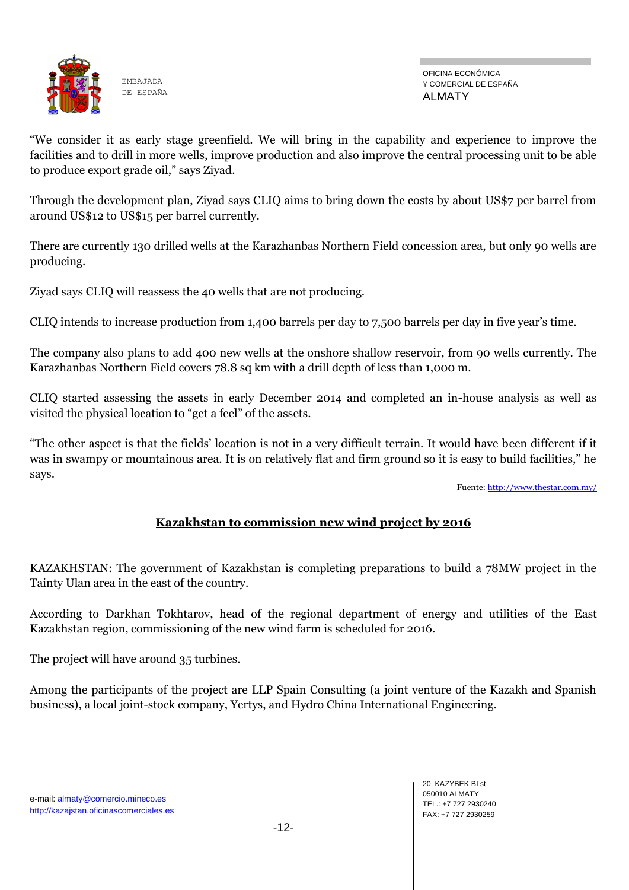"We consider it as early stage greenfield. We will bring in the capability and experience to improve the facilities and to drill in more wells, improve production and also improve the central processing unit to be able to produce export grade oil," says Ziyad.

Through the development plan, Ziyad says CLIQ aims to bring down the costs by about US$7 per barrel from around US$12 to US$15 per barrel currently.

There are currently 130 drilled wells at the Karazhanbas Northern Field concession area, but only 90 wells are producing.

Ziyad says CLIQ will reassess the 40 wells that are not producing.

CLIQ intends to increase production from 1,400 barrels per day to 7,500 barrels per day in five year's time.

The company also plans to add 400 new wells at the onshore shallow reservoir, from 90 wells currently. The Karazhanbas Northern Field covers 78.8 sq km with a drill depth of less than 1,000 m.

CLIQ started assessing the assets in early December 2014 and completed an in-house analysis as well as visited the physical location to "get a feel" of the assets.

"The other aspect is that the fields' location is not in a very difficult terrain. It would have been different if it was in swampy or mountainous area. It is on relatively flat and firm ground so it is easy to build facilities," he says.

Fuente: http://www.thestar.com.my/

## Kazakhstan to commission new wind project by 2016

KAZAKHSTAN: The government of Kazakhstan is completing preparations to build a 78MW project in the Tainty Ulan area in the east of the country.

According to Darkhan Tokhtarov, head of the regional department of energy and utilities of the East Kazakhstan region, commissioning of the new wind farm is scheduled for 2016.

The project will have around 35 turbines.

Among the participants of the project are LLP Spain Consulting (a joint venture of the Kazakh and Spanish business), a local joint-stock company, Yertys, and Hydro China International Engineering.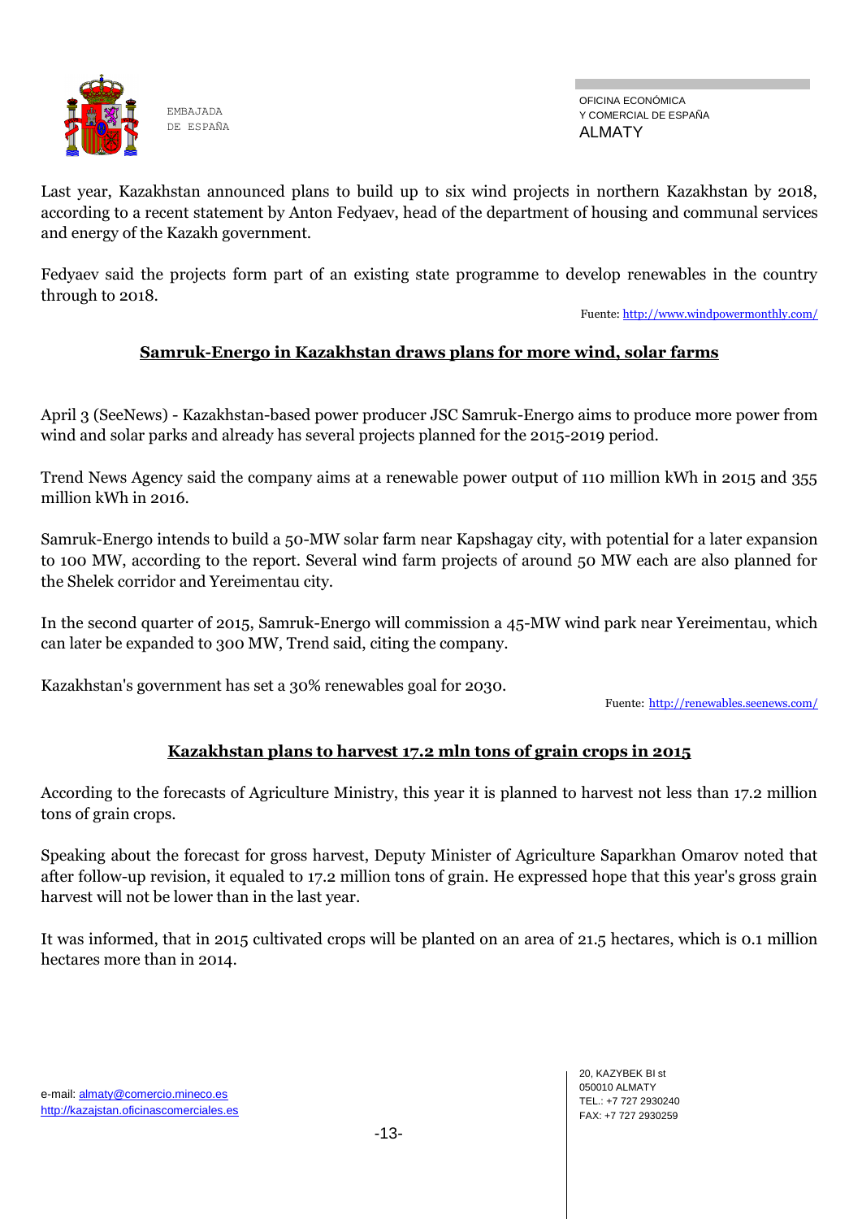Last year, Kazakhstan announced plans to build up to six wind projects in northern Kazakhstan by 2018, according to a recent statement by Anton Fedyaev, head of the department of housing and communal services and energy of the Kazakh government.

Fedyaev said the projects form part of an existing state programme to develop renewables in the country through to 2018.

Fuente: http://www.windpowermonthly.com/

## Samruk-Energo in Kazakhstan draws plans for more wind, solar farms

April 3 (SeeNews) - Kazakhstan-based power producer JSC Samruk-Energo aims to produce more power from wind and solar parks and already has several projects planned for the 2015-2019 period.

Trend News Agency said the company aims at a renewable power output of 110 million kWh in 2015 and 355 million kWh in 2016.

Samruk-Energo intends to build a 50-MW solar farm near Kapshagay city, with potential for a later expansion to 100 MW, according to the report. Several wind farm projects of around 50 MW each are also planned for the Shelek corridor and Yereimentau city.

In the second quarter of 2015, Samruk-Energo will commission a 45-MW wind park near Yereimentau, which can later be expanded to 300 MW, Trend said, citing the company.

Kazakhstan's government has set a 30% renewables goal for 2030.

Fuente: http://renewables.seenews.com/

## Kazakhstan plans to harvest 17.2 mln tons of grain crops in 2015

According to the forecasts of Agriculture Ministry, this year it is planned to harvest not less than 17.2 million tons of grain crops.

Speaking about the forecast for gross harvest, Deputy Minister of Agriculture Saparkhan Omarov noted that after follow-up revision, it equaled to 17.2 million tons of grain. He expressed hope that this year's gross grain harvest will not be lower than in the last year.

It was informed, that in 2015 cultivated crops will be planted on an area of 21.5 hectares, which is 0.1 million hectares more than in 2014.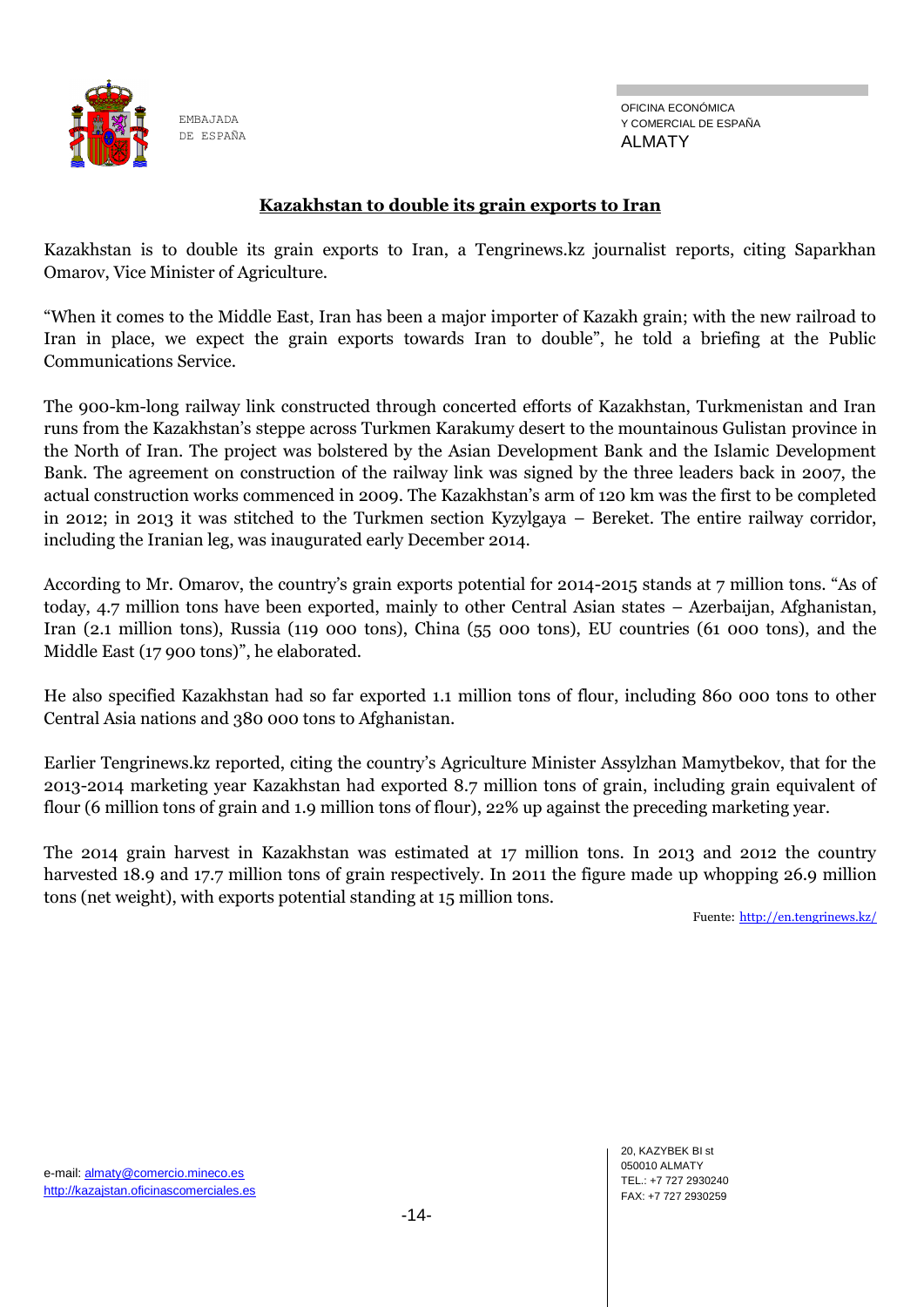## Kazakhstan to double its grain exports to Iran

Kazakhstan is to double its grain exports to Iran, a Tengrinews.kz journalist reports, citing Saparkhan Omarov, Vice Minister of Agriculture.

"When it comes to the Middle East, Iran has been a major importer of Kazakh grain; with the new railroad to Iran in place, we expect the grain exports towards Iran to double", he told a briefing at the Public Communications Service.

The 900-km-long railway link constructed through concerted efforts of Kazakhstan, Turkmenistan and Iran runs from the Kazakhstan's steppe across Turkmen Karakumy desert to the mountainous Gulistan province in the North of Iran. The project was bolstered by the Asian Development Bank and the Islamic Development Bank. The agreement on construction of the railway link was signed by the three leaders back in 2007, the actual construction works commenced in 2009. The Kazakhstan's arm of 120 km was the first to be completed in 2012; in 2013 it was stitched to the Turkmen section Kyzylgaya – Bereket. The entire railway corridor, including the Iranian leg, was inaugurated early December 2014.

According to Mr. Omarov, the country's grain exports potential for 2014-2015 stands at 7 million tons. "As of today, 4.7 million tons have been exported, mainly to other Central Asian states – Azerbaijan, Afghanistan, Iran (2.1 million tons), Russia (119 000 tons), China (55 000 tons), EU countries (61 000 tons), and the Middle East (17 900 tons)", he elaborated.

He also specified Kazakhstan had so far exported 1.1 million tons of flour, including 860 000 tons to other Central Asia nations and 380 000 tons to Afghanistan.

Earlier Tengrinews.kz reported, citing the country's Agriculture Minister Assylzhan Mamytbekov, that for the 2013-2014 marketing year Kazakhstan had exported 8.7 million tons of grain, including grain equivalent of flour (6 million tons of grain and 1.9 million tons of flour), 22% up against the preceding marketing year.

The 2014 grain harvest in Kazakhstan was estimated at 17 million tons. In 2013 and 2012 the country harvested 18.9 and 17.7 million tons of grain respectively. In 2011 the figure made up whopping 26.9 million tons (net weight), with exports potential standing at 15 million tons.

Fuente: http://en.tengrinews.kz/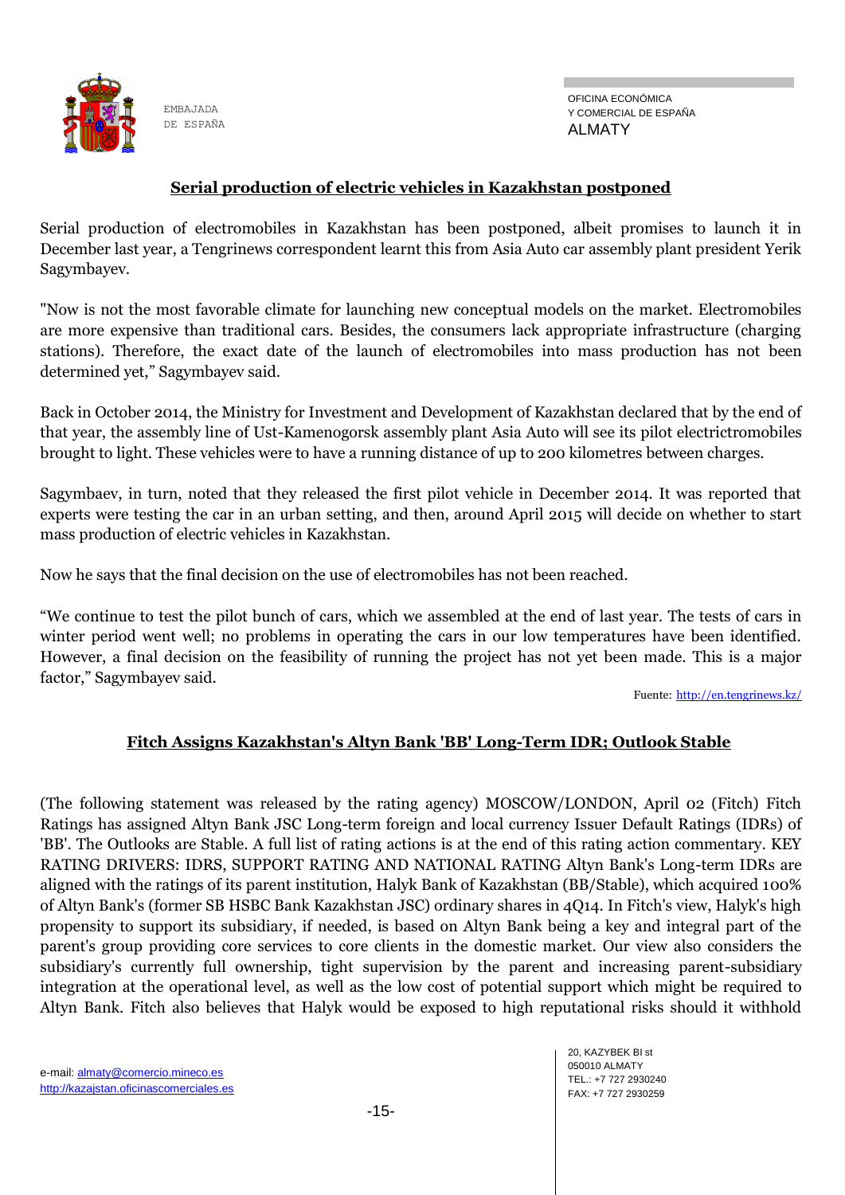## Serial production of electric vehicles in Kazakhstan postponed

Serial production of electromobiles in Kazakhstan has been postponed, albeit promises to launch it in December last year, a Tengrinews correspondent learnt this from Asia Auto car assembly plant president Yerik Sagymbayev.

"Now is not the most favorable climate for launching new conceptual models on the market. Electromobiles are more expensive than traditional cars. Besides, the consumers lack appropriate infrastructure (charging stations). Therefore, the exact date of the launch of electromobiles into mass production has not been determined yet," Sagymbayev said.

Back in October 2014, the Ministry for Investment and Development of Kazakhstan declared that by the end of that year, the assembly line of Ust-Kamenogorsk assembly plant Asia Auto will see its pilot electrictromobiles brought to light. These vehicles were to have a running distance of up to 200 kilometres between charges.

Sagymbaev, in turn, noted that they released the first pilot vehicle in December 2014. It was reported that experts were testing the car in an urban setting, and then, around April 2015 will decide on whether to start mass production of electric vehicles in Kazakhstan.

Now he says that the final decision on the use of electromobiles has not been reached.

"We continue to test the pilot bunch of cars, which we assembled at the end of last year. The tests of cars in winter period went well; no problems in operating the cars in our low temperatures have been identified. However, a final decision on the feasibility of running the project has not yet been made. This is a major factor," Sagymbayev said.

Fuente: http://en.tengrinews.kz/

## Fitch Assigns Kazakhstan's Altyn Bank 'BB' Long-Term IDR; Outlook Stable

(The following statement was released by the rating agency) MOSCOW/LONDON, April 02 (Fitch) Fitch Ratings has assigned Altyn Bank JSC Long-term foreign and local currency Issuer Default Ratings (IDRs) of 'BB'. The Outlooks are Stable. A full list of rating actions is at the end of this rating action commentary. KEY RATING DRIVERS: IDRS, SUPPORT RATING AND NATIONAL RATING Altyn Bank's Long-term IDRs are aligned with the ratings of its parent institution, Halyk Bank of Kazakhstan (BB/Stable), which acquired 100% of Altyn Bank's (former SB HSBC Bank Kazakhstan JSC) ordinary shares in 4Q14. In Fitch's view, Halyk's high propensity to support its subsidiary, if needed, is based on Altyn Bank being a key and integral part of the parent's group providing core services to core clients in the domestic market. Our view also considers the subsidiary's currently full ownership, tight supervision by the parent and increasing parent-subsidiary integration at the operational level, as well as the low cost of potential support which might be required to Altyn Bank. Fitch also believes that Halyk would be exposed to high reputational risks should it withhold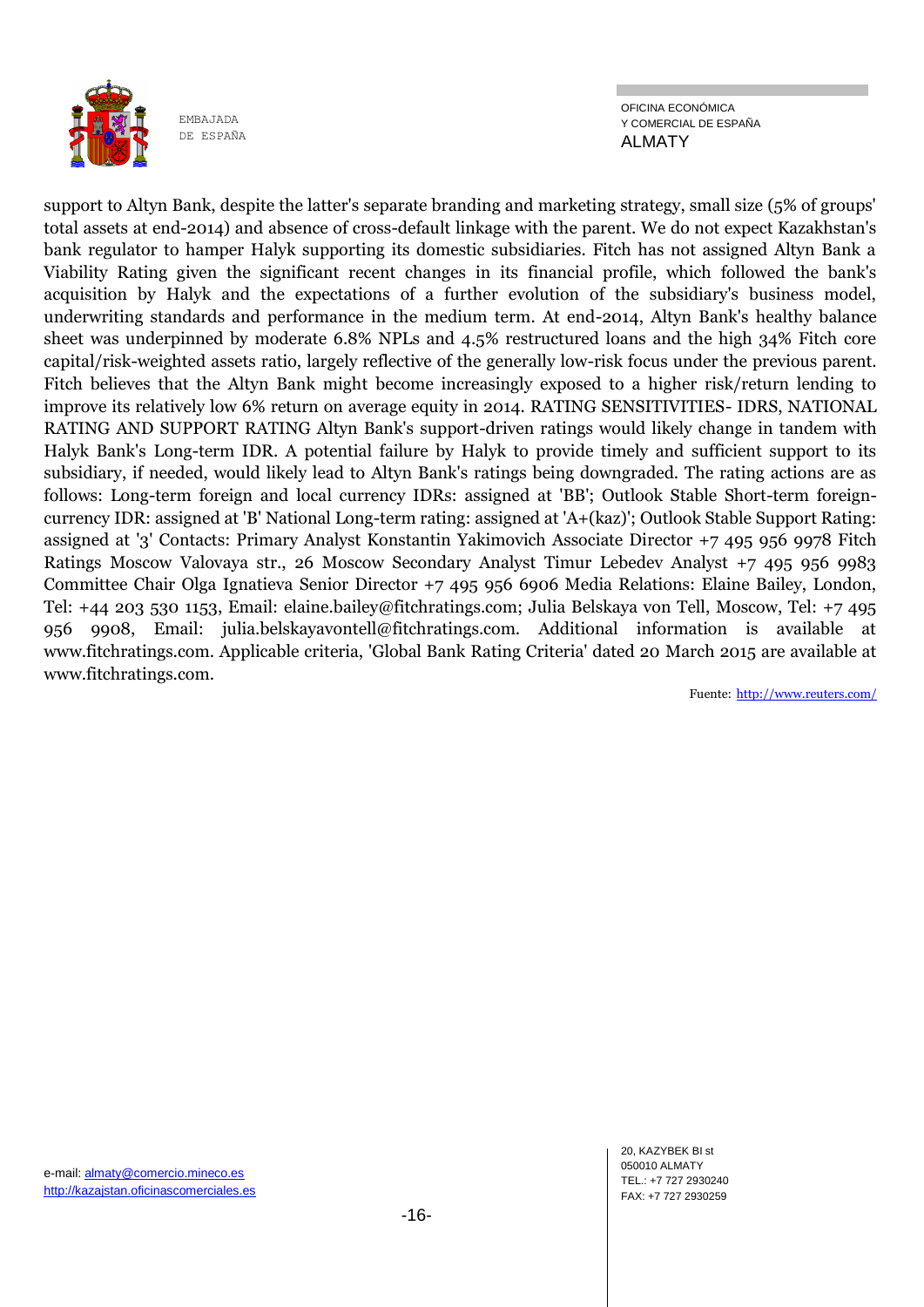support to Altyn Bank, despite the latter's separate branding and marketing strategy, small size (5% of groups' total assets at end-2014) and absence of cross-default linkage with the parent. We do not expect Kazakhstan's bank regulator to hamper Halyk supporting its domestic subsidiaries. Fitch has not assigned Altyn Bank a Viability Rating given the significant recent changes in its financial profile, which followed the bank's acquisition by Halyk and the expectations of a further evolution of the subsidiary's business model, underwriting standards and performance in the medium term. At end-2014, Altyn Bank's healthy balance sheet was underpinned by moderate 6.8% NPLs and 4.5% restructured loans and the high 34% Fitch core capital/risk-weighted assets ratio, largely reflective of the generally low-risk focus under the previous parent. Fitch believes that the Altyn Bank might become increasingly exposed to a higher risk/return lending to improve its relatively low 6% return on average equity in 2014. RATING SENSITIVITIES- IDRS, NATIONAL RATING AND SUPPORT RATING Altyn Bank's support-driven ratings would likely change in tandem with Halyk Bank's Long-term IDR. A potential failure by Halyk to provide timely and sufficient support to its subsidiary, if needed, would likely lead to Altyn Bank's ratings being downgraded. The rating actions are as follows: Long-term foreign and local currency IDRs: assigned at 'BB'; Outlook Stable Short-term foreign-currency IDR: assigned at 'B' National Long-term rating: assigned at 'A+(kaz)'; Outlook Stable Support Rating: assigned at '3' Contacts: Primary Analyst Konstantin Yakimovich Associate Director +7 495 956 9978 Fitch Ratings Moscow Valovaya str., 26 Moscow Secondary Analyst Timur Lebedev Analyst +7 495 956 9983 Committee Chair Olga Ignatieva Senior Director +7 495 956 6906 Media Relations: Elaine Bailey, London, Tel: +44 203 530 1153, Email: elaine.bailey@fitchratings.com; Julia Belskaya von Tell, Moscow, Tel: +7 495 956 9908, Email: julia.belskayavontell@fitchratings.com. Additional information is available at www.fitchratings.com. Applicable criteria, 'Global Bank Rating Criteria' dated 20 March 2015 are available at www.fitchratings.com.

Fuente: [http://www.reuters.com/](http://www.reuters.com/)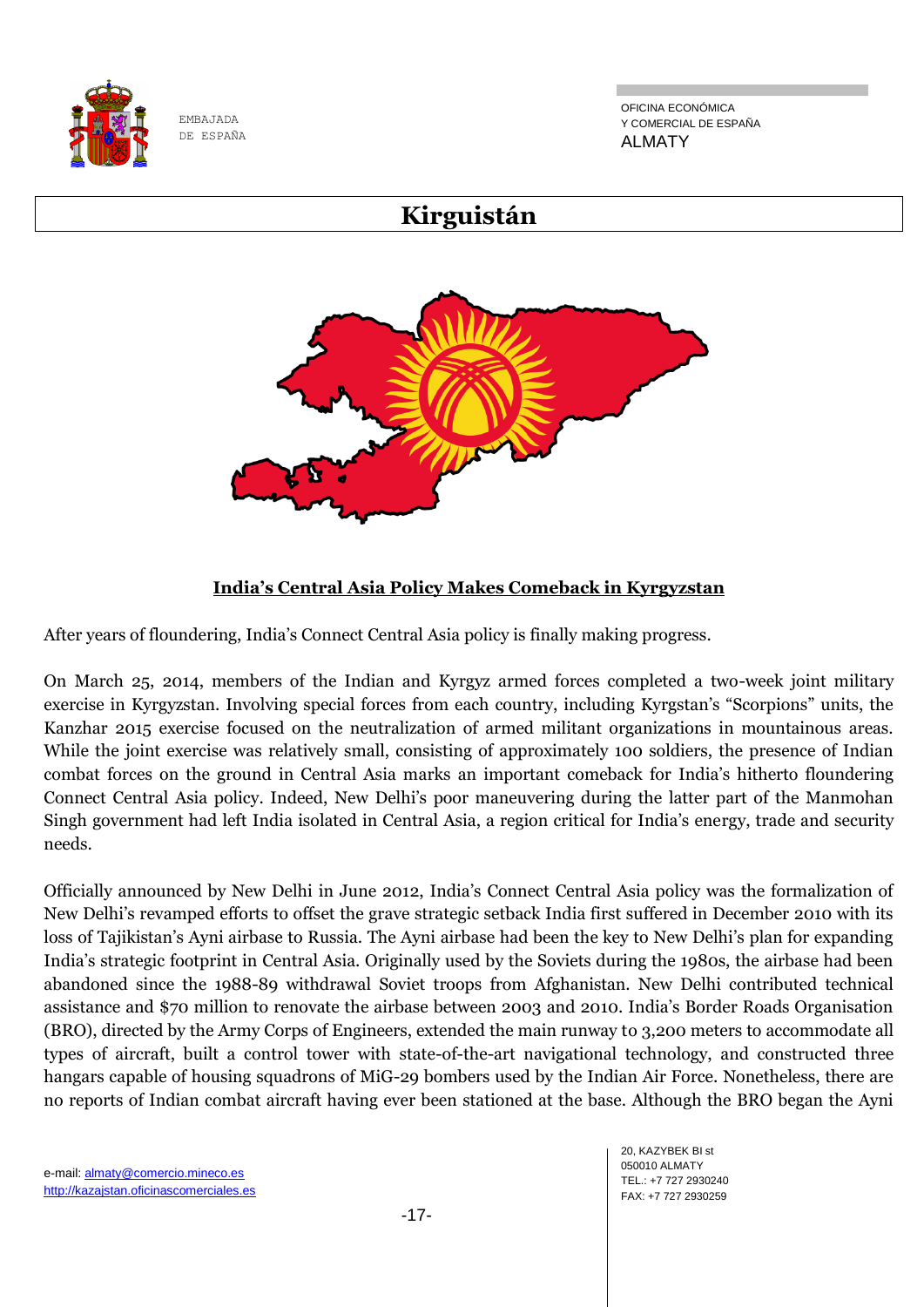# Kirguistán

## India's Central Asia Policy Makes Comeback in Kyrgyzstan

After years of floundering, India's Connect Central Asia policy is finally making progress.

On March 25, 2014, members of the Indian and Kyrgyz armed forces completed a two-week joint military exercise in Kyrgyzstan. Involving special forces from each country, including Kyrgstan's "Scorpions" units, the Kanzhar 2015 exercise focused on the neutralization of armed militant organizations in mountainous areas. While the joint exercise was relatively small, consisting of approximately 100 soldiers, the presence of Indian combat forces on the ground in Central Asia marks an important comeback for India's hitherto floundering Connect Central Asia policy. Indeed, New Delhi's poor maneuvering during the latter part of the Manmohan Singh government had left India isolated in Central Asia, a region critical for India's energy, trade and security needs.

Officially announced by New Delhi in June 2012, India's Connect Central Asia policy was the formalization of New Delhi's revamped efforts to offset the grave strategic setback India first suffered in December 2010 with its loss of Tajikistan's Ayni airbase to Russia. The Ayni airbase had been the key to New Delhi's plan for expanding India's strategic footprint in Central Asia. Originally used by the Soviets during the 1980s, the airbase had been abandoned since the 1988-89 withdrawal Soviet troops from Afghanistan. New Delhi contributed technical assistance and $70 million to renovate the airbase between 2003 and 2010. India's Border Roads Organisation (BRO), directed by the Army Corps of Engineers, extended the main runway to 3,200 meters to accommodate all types of aircraft, built a control tower with state-of-the-art navigational technology, and constructed three hangars capable of housing squadrons of MiG-29 bombers used by the Indian Air Force. Nonetheless, there are no reports of Indian combat aircraft having ever been stationed at the base. Although the BRO began the Ayni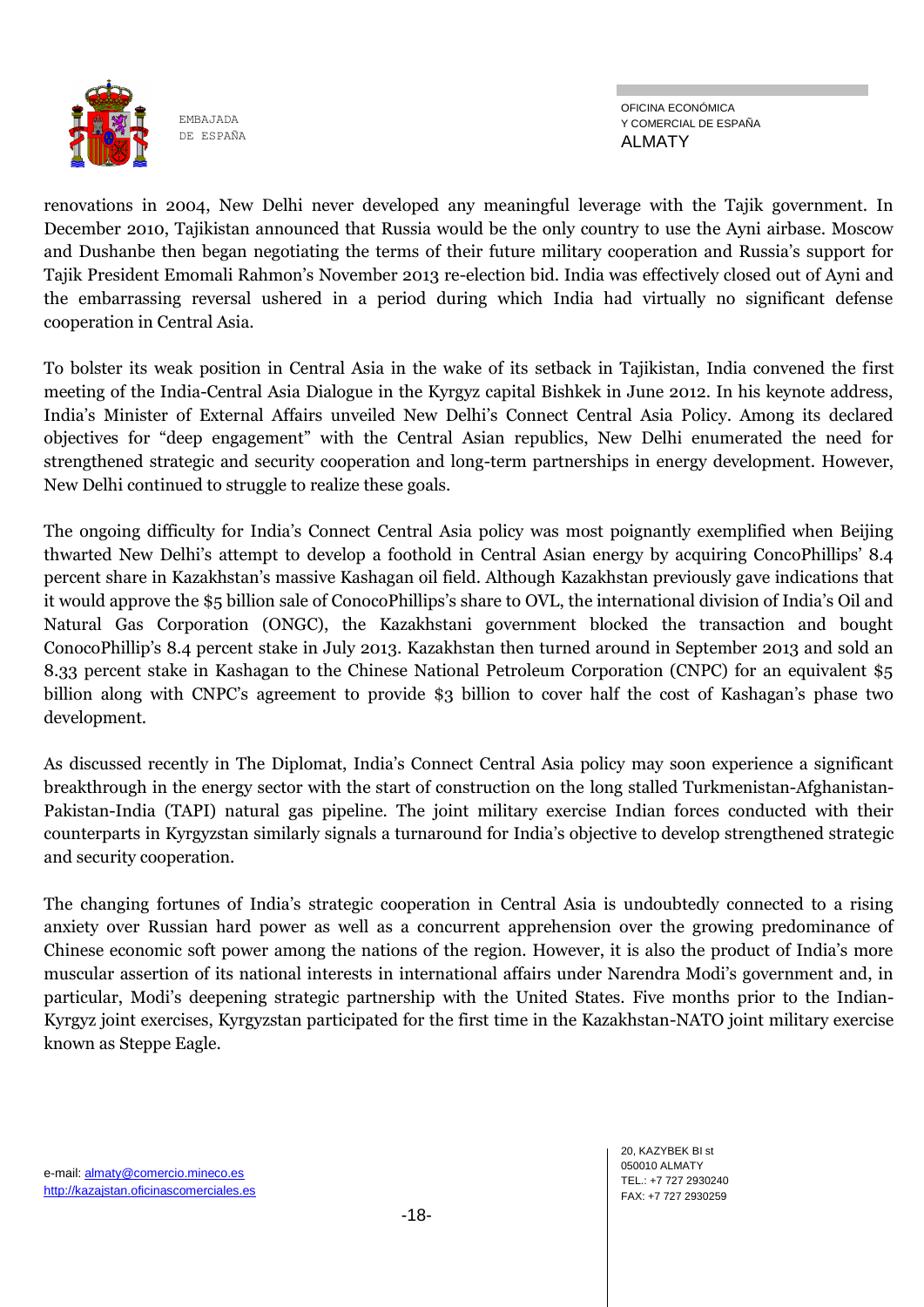renovations in 2004, New Delhi never developed any meaningful leverage with the Tajik government. In December 2010, Tajikistan announced that Russia would be the only country to use the Ayni airbase. Moscow and Dushanbe then began negotiating the terms of their future military cooperation and Russia's support for Tajik President Emomali Rahmon's November 2013 re-election bid. India was effectively closed out of Ayni and the embarrassing reversal ushered in a period during which India had virtually no significant defense cooperation in Central Asia.

To bolster its weak position in Central Asia in the wake of its setback in Tajikistan, India convened the first meeting of the India-Central Asia Dialogue in the Kyrgyz capital Bishkek in June 2012. In his keynote address, India's Minister of External Affairs unveiled New Delhi's Connect Central Asia Policy. Among its declared objectives for "deep engagement" with the Central Asian republics, New Delhi enumerated the need for strengthened strategic and security cooperation and long-term partnerships in energy development. However, New Delhi continued to struggle to realize these goals.

The ongoing difficulty for India's Connect Central Asia policy was most poignantly exemplified when Beijing thwarted New Delhi's attempt to develop a foothold in Central Asian energy by acquiring ConcoPhillips' 8.4 percent share in Kazakhstan's massive Kashagan oil field. Although Kazakhstan previously gave indications that it would approve the $5 billion sale of ConocoPhillips's share to OVL, the international division of India's Oil and Natural Gas Corporation (ONGC), the Kazakhstani government blocked the transaction and bought ConocoPhillip's 8.4 percent stake in July 2013. Kazakhstan then turned around in September 2013 and sold an 8.33 percent stake in Kashagan to the Chinese National Petroleum Corporation (CNPC) for an equivalent $5 billion along with CNPC's agreement to provide $3 billion to cover half the cost of Kashagan's phase two development.

As discussed recently in The Diplomat, India's Connect Central Asia policy may soon experience a significant breakthrough in the energy sector with the start of construction on the long stalled Turkmenistan-Afghanistan-Pakistan-India (TAPI) natural gas pipeline. The joint military exercise Indian forces conducted with their counterparts in Kyrgyzstan similarly signals a turnaround for India's objective to develop strengthened strategic and security cooperation.

The changing fortunes of India's strategic cooperation in Central Asia is undoubtedly connected to a rising anxiety over Russian hard power as well as a concurrent apprehension over the growing predominance of Chinese economic soft power among the nations of the region. However, it is also the product of India's more muscular assertion of its national interests in international affairs under Narendra Modi's government and, in particular, Modi's deepening strategic partnership with the United States. Five months prior to the Indian-Kyrgyz joint exercises, Kyrgyzstan participated for the first time in the Kazakhstan-NATO joint military exercise known as Steppe Eagle.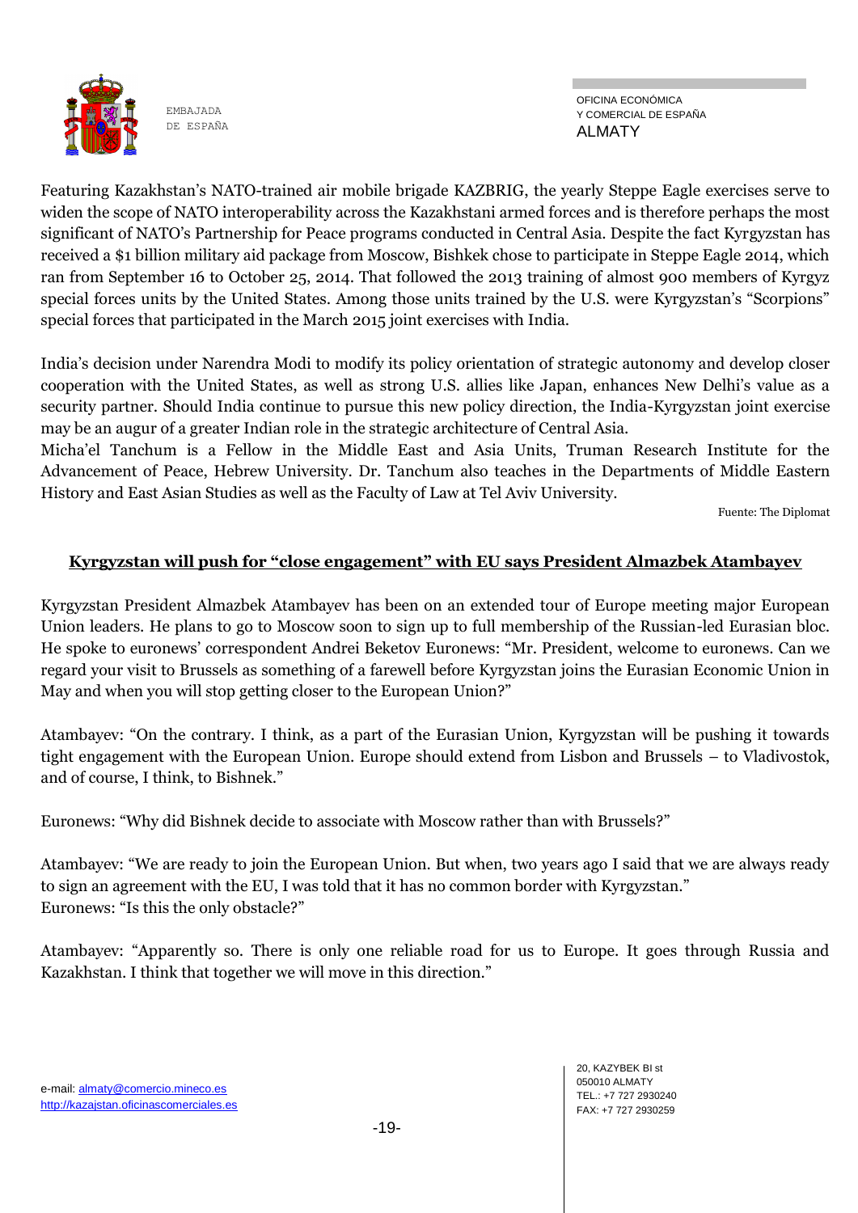Featuring Kazakhstan's NATO-trained air mobile brigade KAZBRIG, the yearly Steppe Eagle exercises serve to widen the scope of NATO interoperability across the Kazakhstani armed forces and is therefore perhaps the most significant of NATO's Partnership for Peace programs conducted in Central Asia. Despite the fact Kyrgyzstan has received a $1 billion military aid package from Moscow, Bishkek chose to participate in Steppe Eagle 2014, which ran from September 16 to October 25, 2014. That followed the 2013 training of almost 900 members of Kyrgyz special forces units by the United States. Among those units trained by the U.S. were Kyrgyzstan's "Scorpions" special forces that participated in the March 2015 joint exercises with India.

India's decision under Narendra Modi to modify its policy orientation of strategic autonomy and develop closer cooperation with the United States, as well as strong U.S. allies like Japan, enhances New Delhi's value as a security partner. Should India continue to pursue this new policy direction, the India-Kyrgyzstan joint exercise may be an augur of a greater Indian role in the strategic architecture of Central Asia.
Micha'el Tanchum is a Fellow in the Middle East and Asia Units, Truman Research Institute for the Advancement of Peace, Hebrew University. Dr. Tanchum also teaches in the Departments of Middle Eastern History and East Asian Studies as well as the Faculty of Law at Tel Aviv University.

Fuente: The Diplomat

## Kyrgyzstan will push for "close engagement" with EU says President Almazbek Atambayev

Kyrgyzstan President Almazbek Atambayev has been on an extended tour of Europe meeting major European Union leaders. He plans to go to Moscow soon to sign up to full membership of the Russian-led Eurasian bloc. He spoke to euronews' correspondent Andrei Beketov Euronews: "Mr. President, welcome to euronews. Can we regard your visit to Brussels as something of a farewell before Kyrgyzstan joins the Eurasian Economic Union in May and when you will stop getting closer to the European Union?"

Atambayev: "On the contrary. I think, as a part of the Eurasian Union, Kyrgyzstan will be pushing it towards tight engagement with the European Union. Europe should extend from Lisbon and Brussels – to Vladivostok, and of course, I think, to Bishnek."

Euronews: "Why did Bishnek decide to associate with Moscow rather than with Brussels?"

Atambayev: "We are ready to join the European Union. But when, two years ago I said that we are always ready to sign an agreement with the EU, I was told that it has no common border with Kyrgyzstan."
Euronews: "Is this the only obstacle?"

Atambayev: "Apparently so. There is only one reliable road for us to Europe. It goes through Russia and Kazakhstan. I think that together we will move in this direction."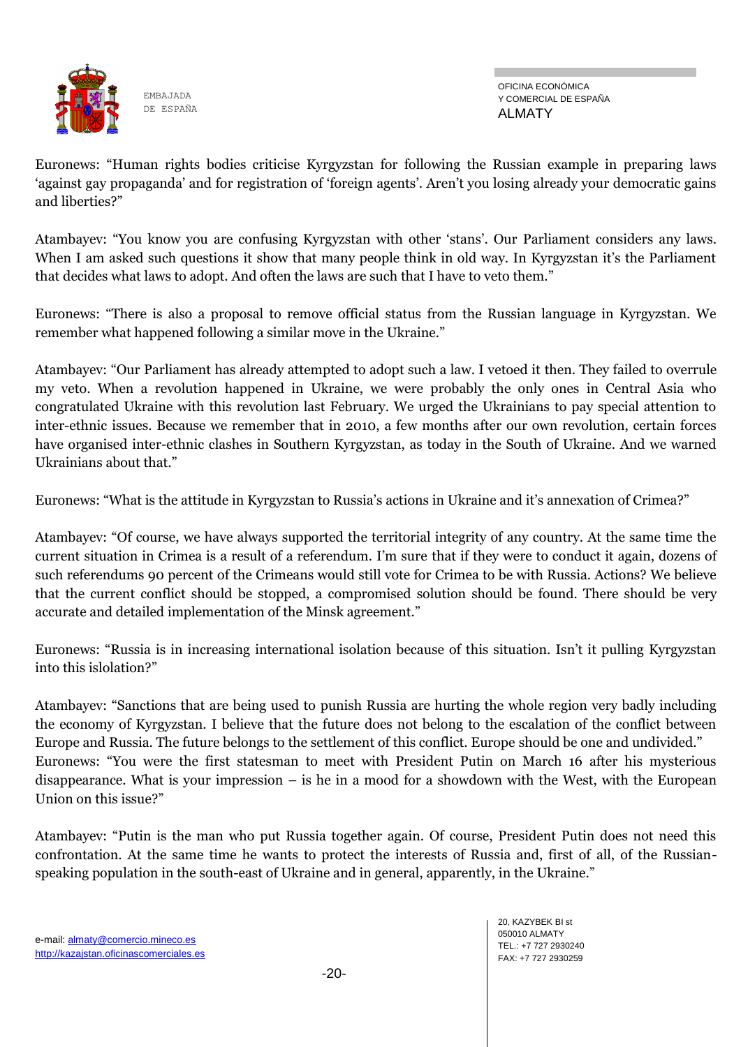Euronews: “Human rights bodies criticise Kyrgyzstan for following the Russian example in preparing laws ‘against gay propaganda’ and for registration of ‘foreign agents’. Aren’t you losing already your democratic gains and liberties?”

Atambayev: “You know you are confusing Kyrgyzstan with other ‘stans’. Our Parliament considers any laws. When I am asked such questions it show that many people think in old way. In Kyrgyzstan it’s the Parliament that decides what laws to adopt. And often the laws are such that I have to veto them.”

Euronews: “There is also a proposal to remove official status from the Russian language in Kyrgyzstan. We remember what happened following a similar move in the Ukraine.”

Atambayev: “Our Parliament has already attempted to adopt such a law. I vetoed it then. They failed to overrule my veto. When a revolution happened in Ukraine, we were probably the only ones in Central Asia who congratulated Ukraine with this revolution last February. We urged the Ukrainians to pay special attention to inter-ethnic issues. Because we remember that in 2010, a few months after our own revolution, certain forces have organised inter-ethnic clashes in Southern Kyrgyzstan, as today in the South of Ukraine. And we warned Ukrainians about that.”

Euronews: “What is the attitude in Kyrgyzstan to Russia’s actions in Ukraine and it’s annexation of Crimea?”

Atambayev: “Of course, we have always supported the territorial integrity of any country. At the same time the current situation in Crimea is a result of a referendum. I’m sure that if they were to conduct it again, dozens of such referendums 90 percent of the Crimeans would still vote for Crimea to be with Russia. Actions? We believe that the current conflict should be stopped, a compromised solution should be found. There should be very accurate and detailed implementation of the Minsk agreement.”

Euronews: “Russia is in increasing international isolation because of this situation. Isn’t it pulling Kyrgyzstan into this islolation?”

Atambayev: “Sanctions that are being used to punish Russia are hurting the whole region very badly including the economy of Kyrgyzstan. I believe that the future does not belong to the escalation of the conflict between Europe and Russia. The future belongs to the settlement of this conflict. Europe should be one and undivided.”

Euronews: “You were the first statesman to meet with President Putin on March 16 after his mysterious disappearance. What is your impression – is he in a mood for a showdown with the West, with the European Union on this issue?”

Atambayev: “Putin is the man who put Russia together again. Of course, President Putin does not need this confrontation. At the same time he wants to protect the interests of Russia and, first of all, of the Russian-speaking population in the south-east of Ukraine and in general, apparently, in the Ukraine.”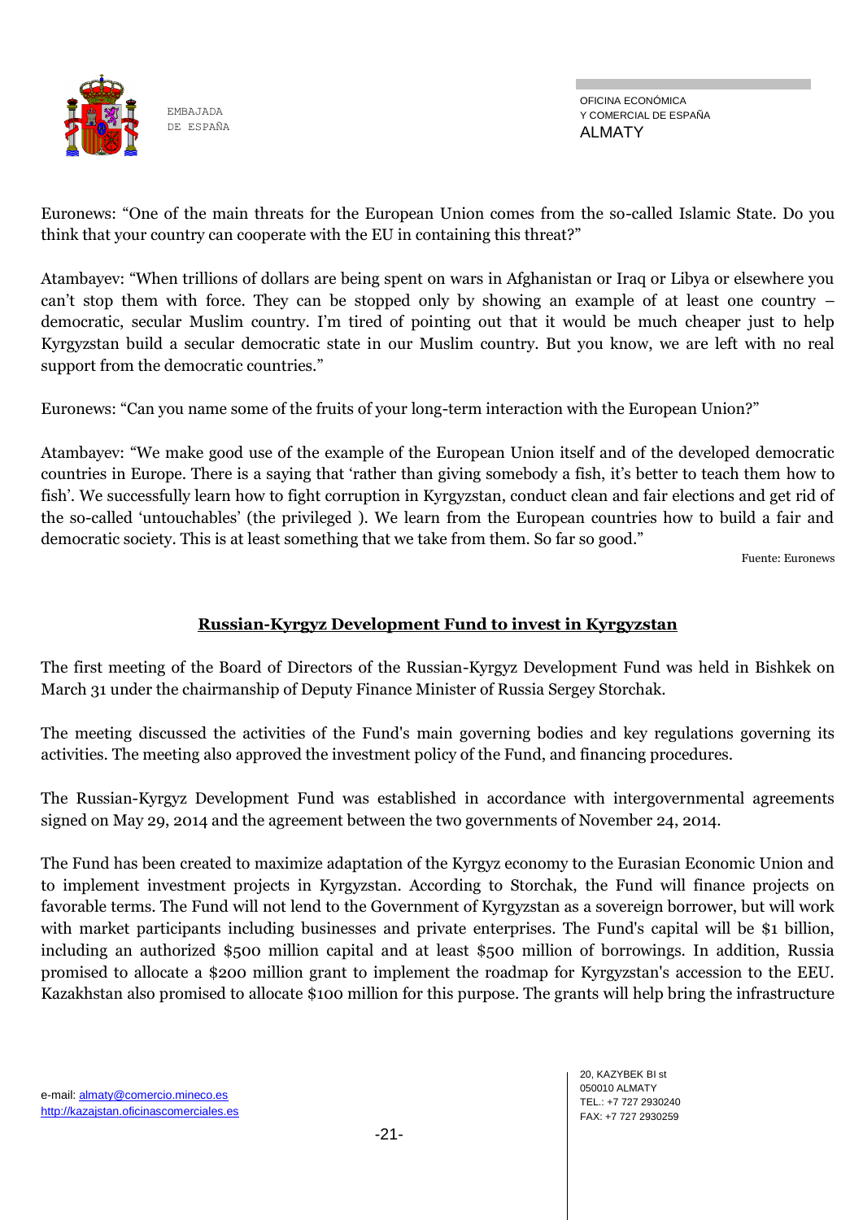Euronews: “One of the main threats for the European Union comes from the so-called Islamic State. Do you think that your country can cooperate with the EU in containing this threat?”

Atambayev: “When trillions of dollars are being spent on wars in Afghanistan or Iraq or Libya or elsewhere you can’t stop them with force. They can be stopped only by showing an example of at least one country – democratic, secular Muslim country. I’m tired of pointing out that it would be much cheaper just to help Kyrgyzstan build a secular democratic state in our Muslim country. But you know, we are left with no real support from the democratic countries.”

Euronews: “Can you name some of the fruits of your long-term interaction with the European Union?”

Atambayev: “We make good use of the example of the European Union itself and of the developed democratic countries in Europe. There is a saying that ‘rather than giving somebody a fish, it’s better to teach them how to fish’. We successfully learn how to fight corruption in Kyrgyzstan, conduct clean and fair elections and get rid of the so-called ‘untouchables’ (the privileged ). We learn from the European countries how to build a fair and democratic society. This is at least something that we take from them. So far so good.”

Fuente: Euronews

## Russian-Kyrgyz Development Fund to invest in Kyrgyzstan

The first meeting of the Board of Directors of the Russian-Kyrgyz Development Fund was held in Bishkek on March 31 under the chairmanship of Deputy Finance Minister of Russia Sergey Storchak.

The meeting discussed the activities of the Fund's main governing bodies and key regulations governing its activities. The meeting also approved the investment policy of the Fund, and financing procedures.

The Russian-Kyrgyz Development Fund was established in accordance with intergovernmental agreements signed on May 29, 2014 and the agreement between the two governments of November 24, 2014.

The Fund has been created to maximize adaptation of the Kyrgyz economy to the Eurasian Economic Union and to implement investment projects in Kyrgyzstan. According to Storchak, the Fund will finance projects on favorable terms. The Fund will not lend to the Government of Kyrgyzstan as a sovereign borrower, but will work with market participants including businesses and private enterprises. The Fund's capital will be $1 billion, including an authorized $500 million capital and at least $500 million of borrowings. In addition, Russia promised to allocate a $200 million grant to implement the roadmap for Kyrgyzstan's accession to the EEU. Kazakhstan also promised to allocate $100 million for this purpose. The grants will help bring the infrastructure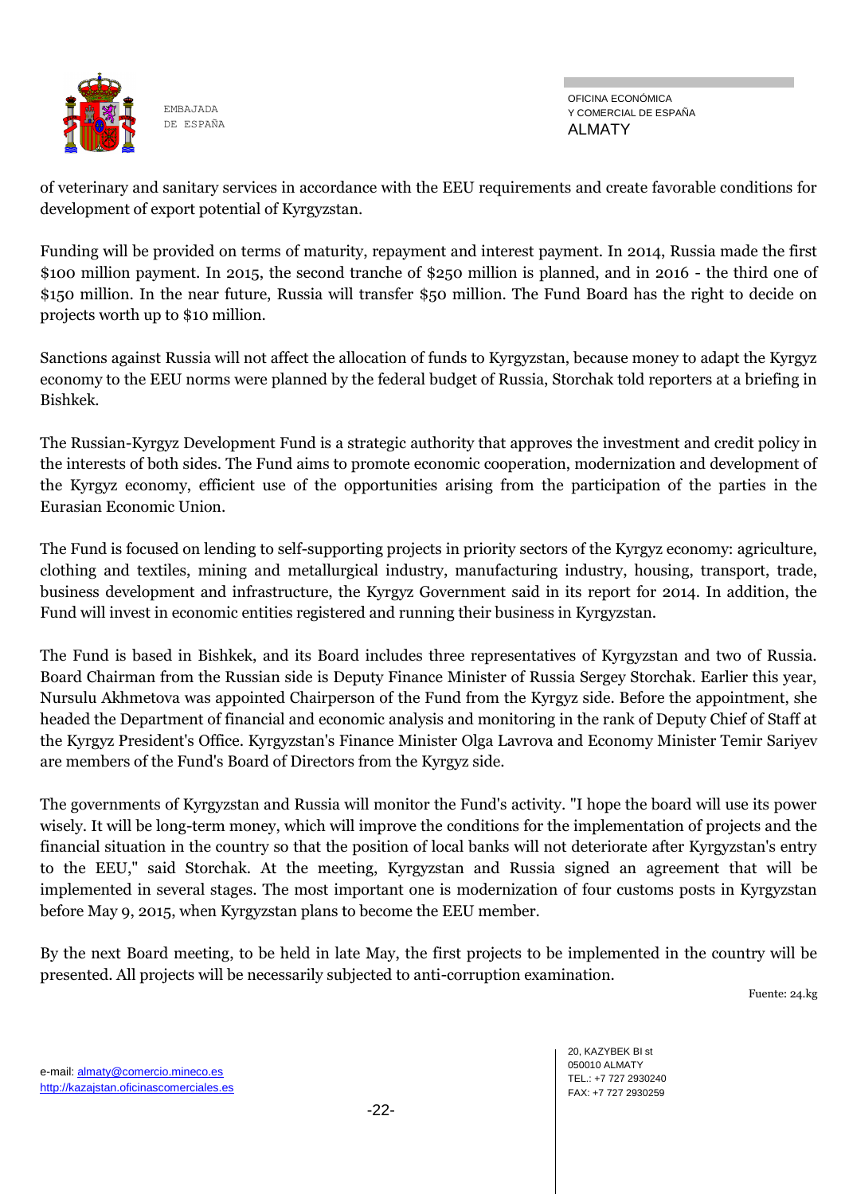of veterinary and sanitary services in accordance with the EEU requirements and create favorable conditions for development of export potential of Kyrgyzstan.

Funding will be provided on terms of maturity, repayment and interest payment. In 2014, Russia made the first $100 million payment. In 2015, the second tranche of $250 million is planned, and in 2016 - the third one of $150 million. In the near future, Russia will transfer $50 million. The Fund Board has the right to decide on projects worth up to $10 million.

Sanctions against Russia will not affect the allocation of funds to Kyrgyzstan, because money to adapt the Kyrgyz economy to the EEU norms were planned by the federal budget of Russia, Storchak told reporters at a briefing in Bishkek.

The Russian-Kyrgyz Development Fund is a strategic authority that approves the investment and credit policy in the interests of both sides. The Fund aims to promote economic cooperation, modernization and development of the Kyrgyz economy, efficient use of the opportunities arising from the participation of the parties in the Eurasian Economic Union.

The Fund is focused on lending to self-supporting projects in priority sectors of the Kyrgyz economy: agriculture, clothing and textiles, mining and metallurgical industry, manufacturing industry, housing, transport, trade, business development and infrastructure, the Kyrgyz Government said in its report for 2014. In addition, the Fund will invest in economic entities registered and running their business in Kyrgyzstan.

The Fund is based in Bishkek, and its Board includes three representatives of Kyrgyzstan and two of Russia. Board Chairman from the Russian side is Deputy Finance Minister of Russia Sergey Storchak. Earlier this year, Nursulu Akhmetova was appointed Chairperson of the Fund from the Kyrgyz side. Before the appointment, she headed the Department of financial and economic analysis and monitoring in the rank of Deputy Chief of Staff at the Kyrgyz President's Office. Kyrgyzstan's Finance Minister Olga Lavrova and Economy Minister Temir Sariyev are members of the Fund's Board of Directors from the Kyrgyz side.

The governments of Kyrgyzstan and Russia will monitor the Fund's activity. "I hope the board will use its power wisely. It will be long-term money, which will improve the conditions for the implementation of projects and the financial situation in the country so that the position of local banks will not deteriorate after Kyrgyzstan's entry to the EEU," said Storchak. At the meeting, Kyrgyzstan and Russia signed an agreement that will be implemented in several stages. The most important one is modernization of four customs posts in Kyrgyzstan before May 9, 2015, when Kyrgyzstan plans to become the EEU member.

By the next Board meeting, to be held in late May, the first projects to be implemented in the country will be presented. All projects will be necessarily subjected to anti-corruption examination.

Fuente: 24.kg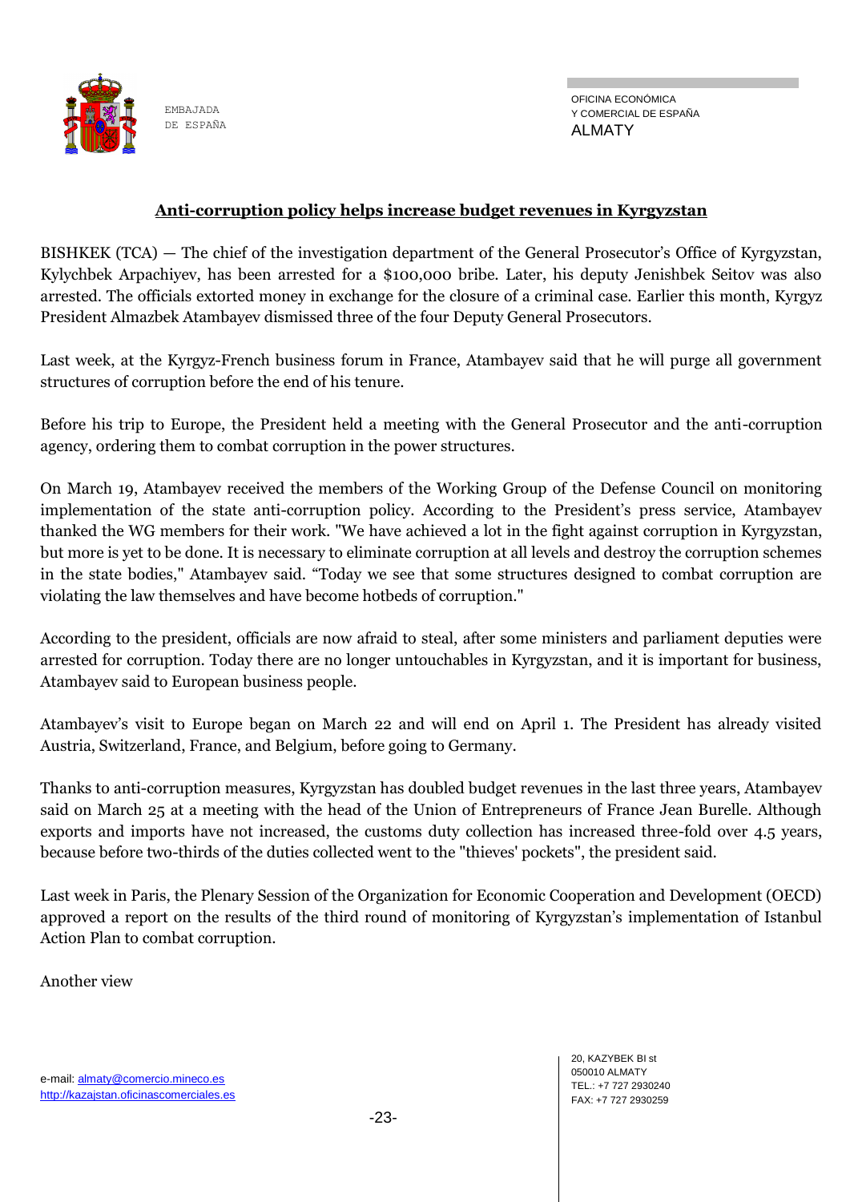## Anti-corruption policy helps increase budget revenues in Kyrgyzstan

BISHKEK (TCA) — The chief of the investigation department of the General Prosecutor's Office of Kyrgyzstan, Kylychbek Arpachiyev, has been arrested for a $100,000 bribe. Later, his deputy Jenishbek Seitov was also arrested. The officials extorted money in exchange for the closure of a criminal case. Earlier this month, Kyrgyz President Almazbek Atambayev dismissed three of the four Deputy General Prosecutors.

Last week, at the Kyrgyz-French business forum in France, Atambayev said that he will purge all government structures of corruption before the end of his tenure.

Before his trip to Europe, the President held a meeting with the General Prosecutor and the anti-corruption agency, ordering them to combat corruption in the power structures.

On March 19, Atambayev received the members of the Working Group of the Defense Council on monitoring implementation of the state anti-corruption policy. According to the President's press service, Atambayev thanked the WG members for their work. "We have achieved a lot in the fight against corruption in Kyrgyzstan, but more is yet to be done. It is necessary to eliminate corruption at all levels and destroy the corruption schemes in the state bodies," Atambayev said. "Today we see that some structures designed to combat corruption are violating the law themselves and have become hotbeds of corruption."

According to the president, officials are now afraid to steal, after some ministers and parliament deputies were arrested for corruption. Today there are no longer untouchables in Kyrgyzstan, and it is important for business, Atambayev said to European business people.

Atambayev's visit to Europe began on March 22 and will end on April 1. The President has already visited Austria, Switzerland, France, and Belgium, before going to Germany.

Thanks to anti-corruption measures, Kyrgyzstan has doubled budget revenues in the last three years, Atambayev said on March 25 at a meeting with the head of the Union of Entrepreneurs of France Jean Burelle. Although exports and imports have not increased, the customs duty collection has increased three-fold over 4.5 years, because before two-thirds of the duties collected went to the "thieves' pockets", the president said.

Last week in Paris, the Plenary Session of the Organization for Economic Cooperation and Development (OECD) approved a report on the results of the third round of monitoring of Kyrgyzstan's implementation of Istanbul Action Plan to combat corruption.

Another view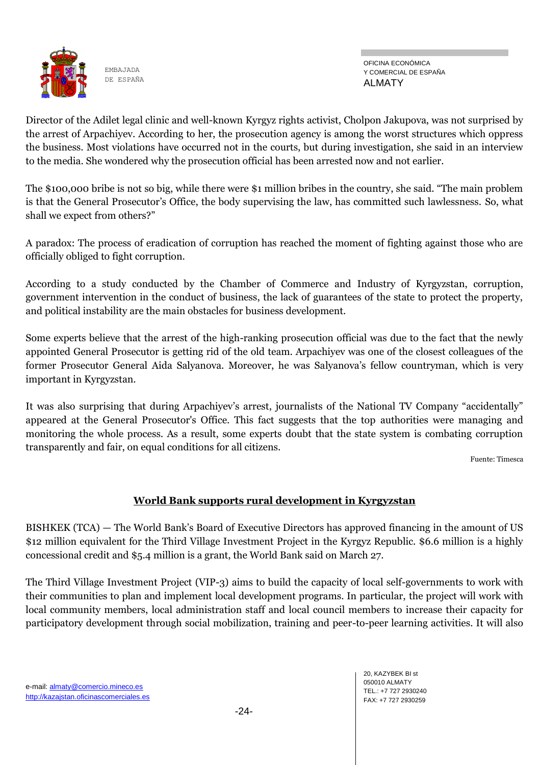Director of the Adilet legal clinic and well-known Kyrgyz rights activist, Cholpon Jakupova, was not surprised by the arrest of Arpachiyev. According to her, the prosecution agency is among the worst structures which oppress the business. Most violations have occurred not in the courts, but during investigation, she said in an interview to the media. She wondered why the prosecution official has been arrested now and not earlier.

The $100,000 bribe is not so big, while there were $1 million bribes in the country, she said. "The main problem is that the General Prosecutor's Office, the body supervising the law, has committed such lawlessness. So, what shall we expect from others?"

A paradox: The process of eradication of corruption has reached the moment of fighting against those who are officially obliged to fight corruption.

According to a study conducted by the Chamber of Commerce and Industry of Kyrgyzstan, corruption, government intervention in the conduct of business, the lack of guarantees of the state to protect the property, and political instability are the main obstacles for business development.

Some experts believe that the arrest of the high-ranking prosecution official was due to the fact that the newly appointed General Prosecutor is getting rid of the old team. Arpachiyev was one of the closest colleagues of the former Prosecutor General Aida Salyanova. Moreover, he was Salyanova's fellow countryman, which is very important in Kyrgyzstan.

It was also surprising that during Arpachiyev's arrest, journalists of the National TV Company "accidentally" appeared at the General Prosecutor's Office. This fact suggests that the top authorities were managing and monitoring the whole process. As a result, some experts doubt that the state system is combating corruption transparently and fair, on equal conditions for all citizens.

Fuente: Timesca

## World Bank supports rural development in Kyrgyzstan

BISHKEK (TCA) — The World Bank's Board of Executive Directors has approved financing in the amount of US $12 million equivalent for the Third Village Investment Project in the Kyrgyz Republic. $6.6 million is a highly concessional credit and $5.4 million is a grant, the World Bank said on March 27.

The Third Village Investment Project (VIP-3) aims to build the capacity of local self-governments to work with their communities to plan and implement local development programs. In particular, the project will work with local community members, local administration staff and local council members to increase their capacity for participatory development through social mobilization, training and peer-to-peer learning activities. It will also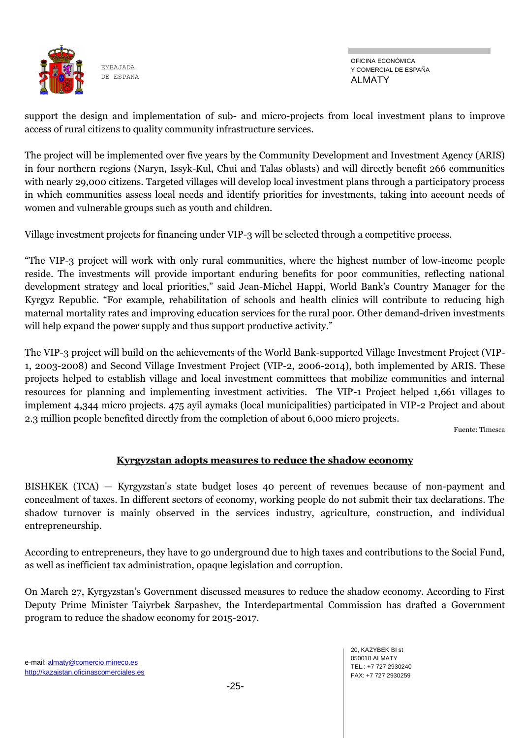support the design and implementation of sub- and micro-projects from local investment plans to improve access of rural citizens to quality community infrastructure services.

The project will be implemented over five years by the Community Development and Investment Agency (ARIS) in four northern regions (Naryn, Issyk-Kul, Chui and Talas oblasts) and will directly benefit 266 communities with nearly 29,000 citizens. Targeted villages will develop local investment plans through a participatory process in which communities assess local needs and identify priorities for investments, taking into account needs of women and vulnerable groups such as youth and children.

Village investment projects for financing under VIP-3 will be selected through a competitive process.

"The VIP-3 project will work with only rural communities, where the highest number of low-income people reside. The investments will provide important enduring benefits for poor communities, reflecting national development strategy and local priorities," said Jean-Michel Happi, World Bank's Country Manager for the Kyrgyz Republic. "For example, rehabilitation of schools and health clinics will contribute to reducing high maternal mortality rates and improving education services for the rural poor. Other demand-driven investments will help expand the power supply and thus support productive activity."

The VIP-3 project will build on the achievements of the World Bank-supported Village Investment Project (VIP-1, 2003-2008) and Second Village Investment Project (VIP-2, 2006-2014), both implemented by ARIS. These projects helped to establish village and local investment committees that mobilize communities and internal resources for planning and implementing investment activities. The VIP-1 Project helped 1,661 villages to implement 4,344 micro projects. 475 ayil aymaks (local municipalities) participated in VIP-2 Project and about 2.3 million people benefited directly from the completion of about 6,000 micro projects.

Fuente: Timesca

## Kyrgyzstan adopts measures to reduce the shadow economy

BISHKEK (TCA) — Kyrgyzstan's state budget loses 40 percent of revenues because of non-payment and concealment of taxes. In different sectors of economy, working people do not submit their tax declarations. The shadow turnover is mainly observed in the services industry, agriculture, construction, and individual entrepreneurship.

According to entrepreneurs, they have to go underground due to high taxes and contributions to the Social Fund, as well as inefficient tax administration, opaque legislation and corruption.

On March 27, Kyrgyzstan's Government discussed measures to reduce the shadow economy. According to First Deputy Prime Minister Taiyrbek Sarpashev, the Interdepartmental Commission has drafted a Government program to reduce the shadow economy for 2015-2017.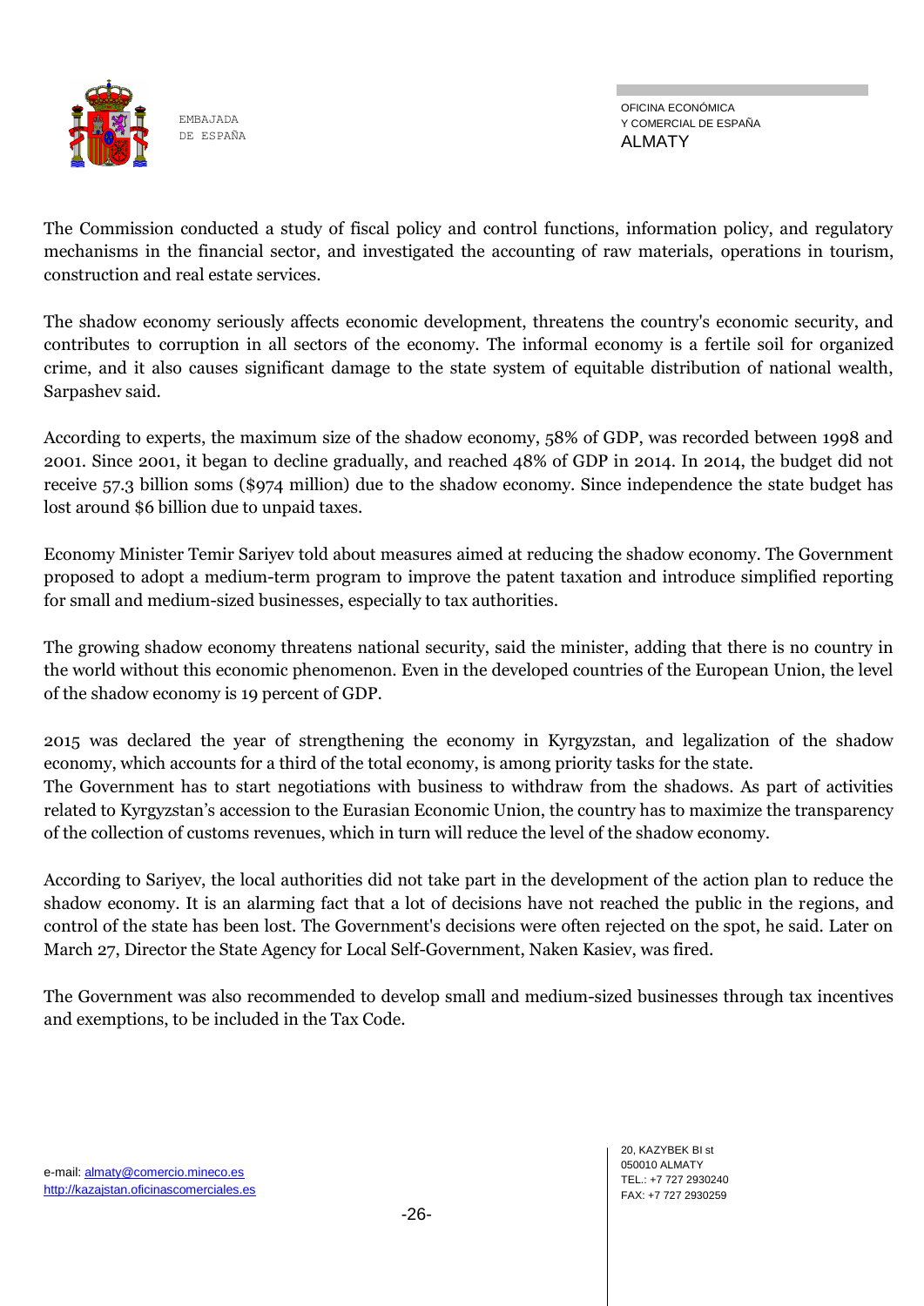The Commission conducted a study of fiscal policy and control functions, information policy, and regulatory mechanisms in the financial sector, and investigated the accounting of raw materials, operations in tourism, construction and real estate services.

The shadow economy seriously affects economic development, threatens the country's economic security, and contributes to corruption in all sectors of the economy. The informal economy is a fertile soil for organized crime, and it also causes significant damage to the state system of equitable distribution of national wealth, Sarpashev said.

According to experts, the maximum size of the shadow economy, 58% of GDP, was recorded between 1998 and 2001. Since 2001, it began to decline gradually, and reached 48% of GDP in 2014. In 2014, the budget did not receive 57.3 billion soms ($974 million) due to the shadow economy. Since independence the state budget has lost around $6 billion due to unpaid taxes.

Economy Minister Temir Sariyev told about measures aimed at reducing the shadow economy. The Government proposed to adopt a medium-term program to improve the patent taxation and introduce simplified reporting for small and medium-sized businesses, especially to tax authorities.

The growing shadow economy threatens national security, said the minister, adding that there is no country in the world without this economic phenomenon. Even in the developed countries of the European Union, the level of the shadow economy is 19 percent of GDP.

2015 was declared the year of strengthening the economy in Kyrgyzstan, and legalization of the shadow economy, which accounts for a third of the total economy, is among priority tasks for the state.
The Government has to start negotiations with business to withdraw from the shadows. As part of activities related to Kyrgyzstan's accession to the Eurasian Economic Union, the country has to maximize the transparency of the collection of customs revenues, which in turn will reduce the level of the shadow economy.

According to Sariyev, the local authorities did not take part in the development of the action plan to reduce the shadow economy. It is an alarming fact that a lot of decisions have not reached the public in the regions, and control of the state has been lost. The Government's decisions were often rejected on the spot, he said. Later on March 27, Director the State Agency for Local Self-Government, Naken Kasiev, was fired.

The Government was also recommended to develop small and medium-sized businesses through tax incentives and exemptions, to be included in the Tax Code.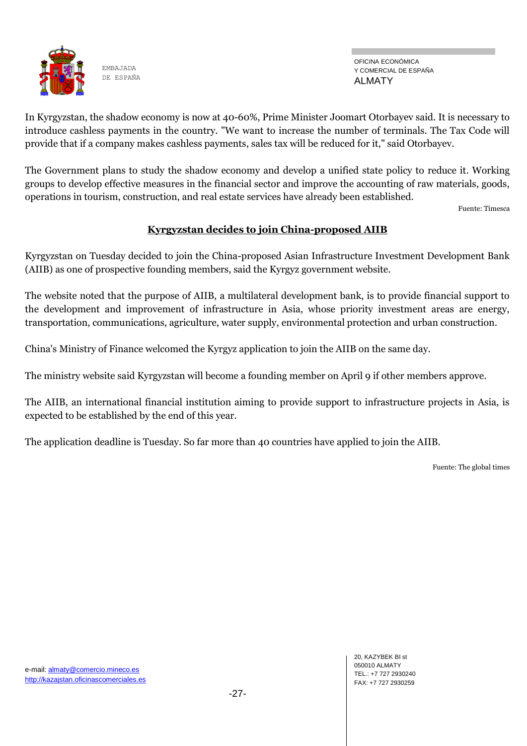In Kyrgyzstan, the shadow economy is now at 40-60%, Prime Minister Joomart Otorbayev said. It is necessary to introduce cashless payments in the country. "We want to increase the number of terminals. The Tax Code will provide that if a company makes cashless payments, sales tax will be reduced for it," said Otorbayev.

The Government plans to study the shadow economy and develop a unified state policy to reduce it. Working groups to develop effective measures in the financial sector and improve the accounting of raw materials, goods, operations in tourism, construction, and real estate services have already been established.

Fuente: Timesca

## Kyrgyzstan decides to join China-proposed AIIB

Kyrgyzstan on Tuesday decided to join the China-proposed Asian Infrastructure Investment Development Bank (AIIB) as one of prospective founding members, said the Kyrgyz government website.

The website noted that the purpose of AIIB, a multilateral development bank, is to provide financial support to the development and improvement of infrastructure in Asia, whose priority investment areas are energy, transportation, communications, agriculture, water supply, environmental protection and urban construction.

China's Ministry of Finance welcomed the Kyrgyz application to join the AIIB on the same day.

The ministry website said Kyrgyzstan will become a founding member on April 9 if other members approve.

The AIIB, an international financial institution aiming to provide support to infrastructure projects in Asia, is expected to be established by the end of this year.

The application deadline is Tuesday. So far more than 40 countries have applied to join the AIIB.

Fuente: The global times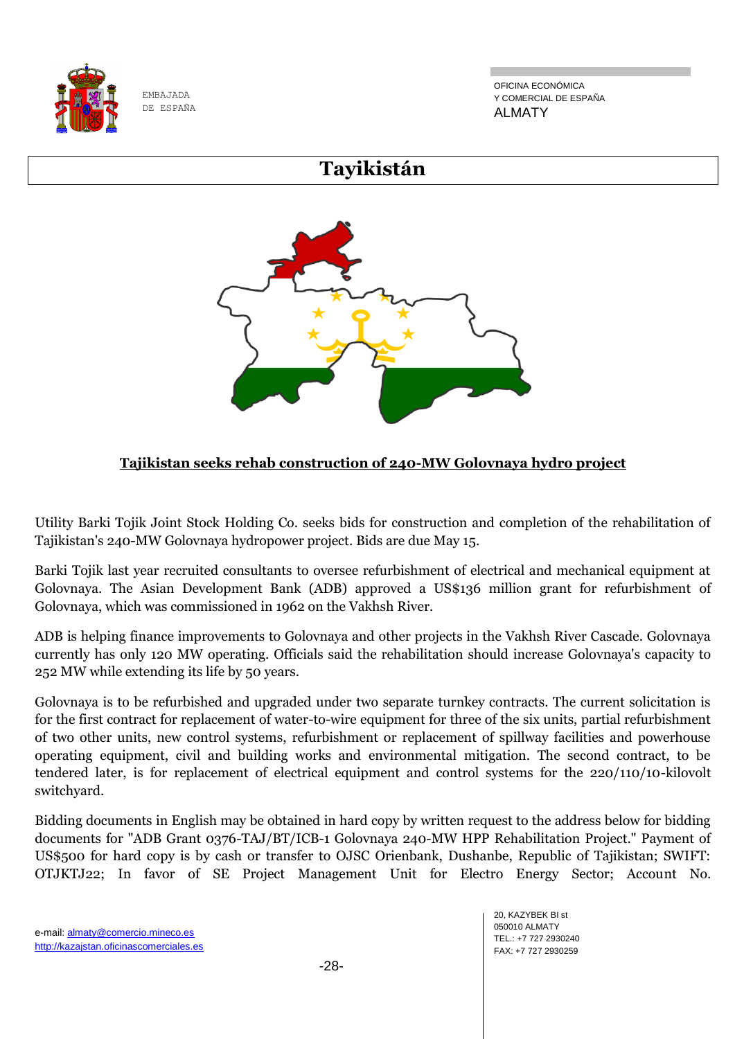# Tayikistán

**Tajikistan seeks rehab construction of 240-MW Golovnaya hydro project**

Utility Barki Tojik Joint Stock Holding Co. seeks bids for construction and completion of the rehabilitation of Tajikistan's 240-MW Golovnaya hydropower project. Bids are due May 15.

Barki Tojik last year recruited consultants to oversee refurbishment of electrical and mechanical equipment at Golovnaya. The Asian Development Bank (ADB) approved a US$136 million grant for refurbishment of Golovnaya, which was commissioned in 1962 on the Vakhsh River.

ADB is helping finance improvements to Golovnaya and other projects in the Vakhsh River Cascade. Golovnaya currently has only 120 MW operating. Officials said the rehabilitation should increase Golovnaya's capacity to 252 MW while extending its life by 50 years.

Golovnaya is to be refurbished and upgraded under two separate turnkey contracts. The current solicitation is for the first contract for replacement of water-to-wire equipment for three of the six units, partial refurbishment of two other units, new control systems, refurbishment or replacement of spillway facilities and powerhouse operating equipment, civil and building works and environmental mitigation. The second contract, to be tendered later, is for replacement of electrical equipment and control systems for the 220/110/10-kilovolt switchyard.

Bidding documents in English may be obtained in hard copy by written request to the address below for bidding documents for "ADB Grant 0376-TAJ/BT/ICB-1 Golovnaya 240-MW HPP Rehabilitation Project." Payment of US$500 for hard copy is by cash or transfer to OJSC Orienbank, Dushanbe, Republic of Tajikistan; SWIFT: OTJKTJ22; In favor of SE Project Management Unit for Electro Energy Sector; Account No.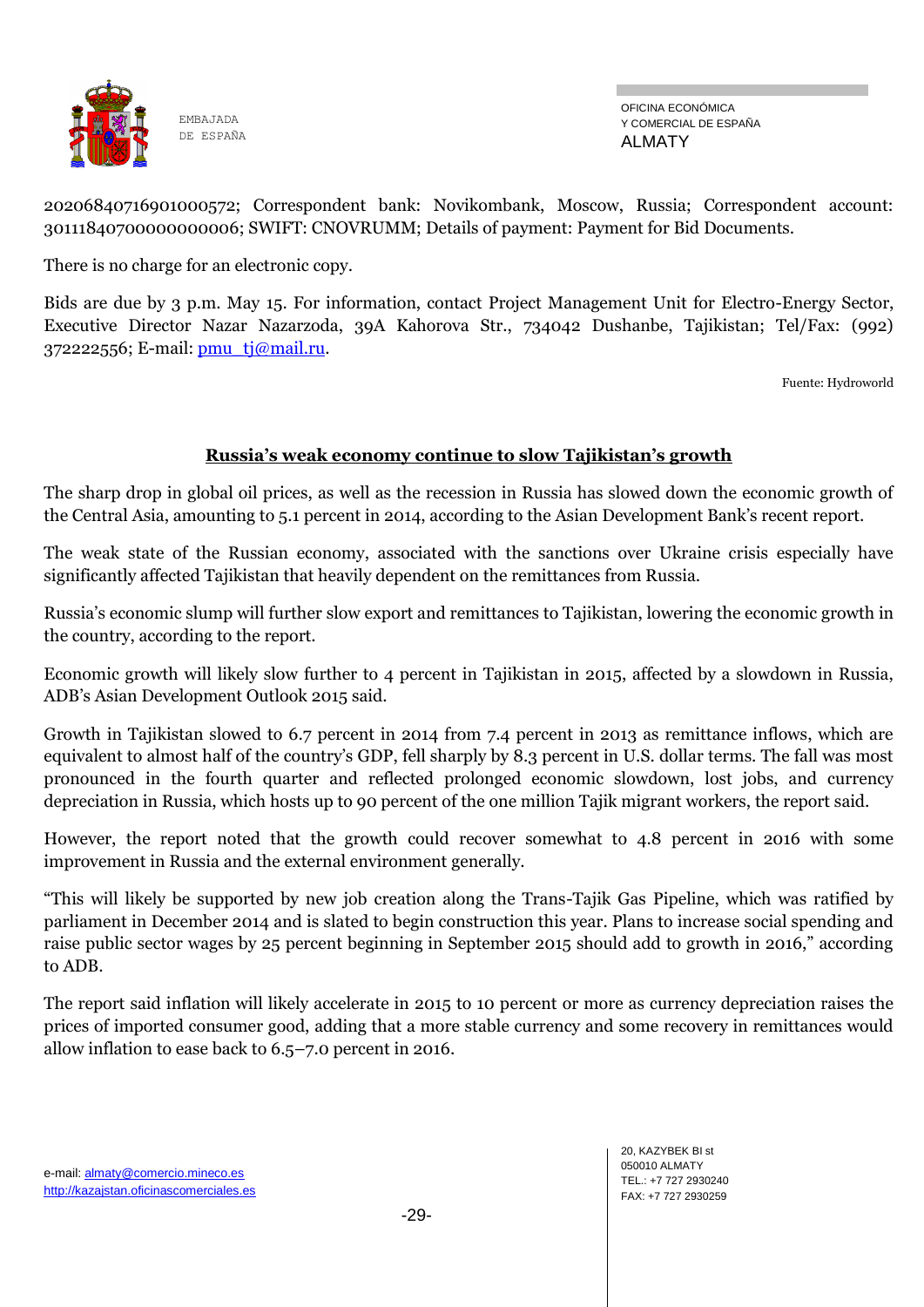20206840716901000572; Correspondent bank: Novikombank, Moscow, Russia; Correspondent account: 30111840700000000006; SWIFT: CNOVRUMM; Details of payment: Payment for Bid Documents.

There is no charge for an electronic copy.

Bids are due by 3 p.m. May 15. For information, contact Project Management Unit for Electro-Energy Sector, Executive Director Nazar Nazarzoda, 39A Kahorova Str., 734042 Dushanbe, Tajikistan; Tel/Fax: (992) 372222556; E-mail: pmu_tj@mail.ru.

Fuente: Hydroworld

## Russia's weak economy continue to slow Tajikistan's growth

The sharp drop in global oil prices, as well as the recession in Russia has slowed down the economic growth of the Central Asia, amounting to 5.1 percent in 2014, according to the Asian Development Bank's recent report.

The weak state of the Russian economy, associated with the sanctions over Ukraine crisis especially have significantly affected Tajikistan that heavily dependent on the remittances from Russia.

Russia's economic slump will further slow export and remittances to Tajikistan, lowering the economic growth in the country, according to the report.

Economic growth will likely slow further to 4 percent in Tajikistan in 2015, affected by a slowdown in Russia, ADB's Asian Development Outlook 2015 said.

Growth in Tajikistan slowed to 6.7 percent in 2014 from 7.4 percent in 2013 as remittance inflows, which are equivalent to almost half of the country's GDP, fell sharply by 8.3 percent in U.S. dollar terms. The fall was most pronounced in the fourth quarter and reflected prolonged economic slowdown, lost jobs, and currency depreciation in Russia, which hosts up to 90 percent of the one million Tajik migrant workers, the report said.

However, the report noted that the growth could recover somewhat to 4.8 percent in 2016 with some improvement in Russia and the external environment generally.

"This will likely be supported by new job creation along the Trans-Tajik Gas Pipeline, which was ratified by parliament in December 2014 and is slated to begin construction this year. Plans to increase social spending and raise public sector wages by 25 percent beginning in September 2015 should add to growth in 2016," according to ADB.

The report said inflation will likely accelerate in 2015 to 10 percent or more as currency depreciation raises the prices of imported consumer good, adding that a more stable currency and some recovery in remittances would allow inflation to ease back to 6.5–7.0 percent in 2016.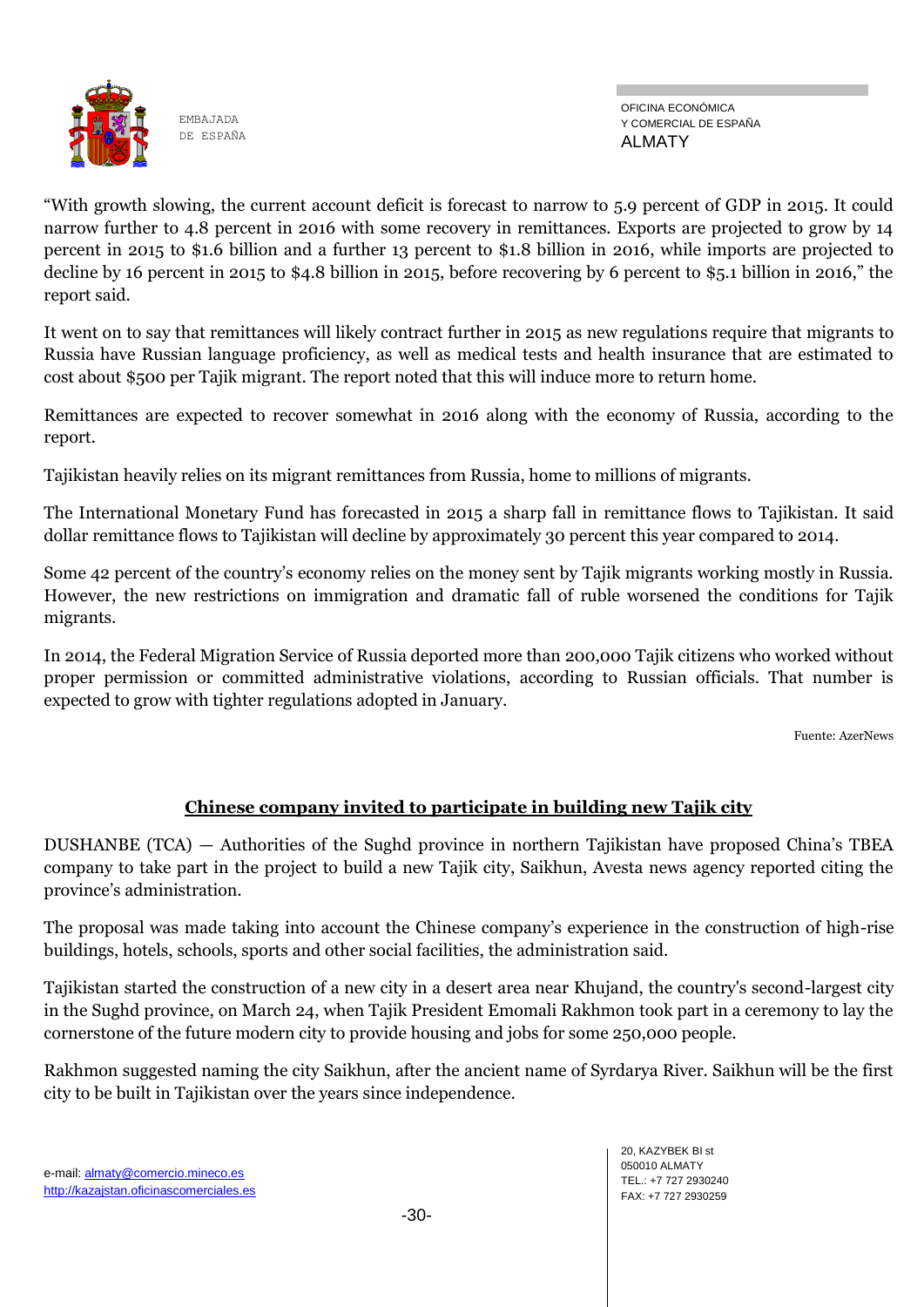"With growth slowing, the current account deficit is forecast to narrow to 5.9 percent of GDP in 2015. It could narrow further to 4.8 percent in 2016 with some recovery in remittances. Exports are projected to grow by 14 percent in 2015 to $1.6 billion and a further 13 percent to $1.8 billion in 2016, while imports are projected to decline by 16 percent in 2015 to $4.8 billion in 2015, before recovering by 6 percent to $5.1 billion in 2016," the report said.

It went on to say that remittances will likely contract further in 2015 as new regulations require that migrants to Russia have Russian language proficiency, as well as medical tests and health insurance that are estimated to cost about $500 per Tajik migrant. The report noted that this will induce more to return home.

Remittances are expected to recover somewhat in 2016 along with the economy of Russia, according to the report.

Tajikistan heavily relies on its migrant remittances from Russia, home to millions of migrants.

The International Monetary Fund has forecasted in 2015 a sharp fall in remittance flows to Tajikistan. It said dollar remittance flows to Tajikistan will decline by approximately 30 percent this year compared to 2014.

Some 42 percent of the country's economy relies on the money sent by Tajik migrants working mostly in Russia. However, the new restrictions on immigration and dramatic fall of ruble worsened the conditions for Tajik migrants.

In 2014, the Federal Migration Service of Russia deported more than 200,000 Tajik citizens who worked without proper permission or committed administrative violations, according to Russian officials. That number is expected to grow with tighter regulations adopted in January.

Fuente: AzerNews

## Chinese company invited to participate in building new Tajik city

DUSHANBE (TCA) — Authorities of the Sughd province in northern Tajikistan have proposed China's TBEA company to take part in the project to build a new Tajik city, Saikhun, Avesta news agency reported citing the province's administration.

The proposal was made taking into account the Chinese company's experience in the construction of high-rise buildings, hotels, schools, sports and other social facilities, the administration said.

Tajikistan started the construction of a new city in a desert area near Khujand, the country's second-largest city in the Sughd province, on March 24, when Tajik President Emomali Rakhmon took part in a ceremony to lay the cornerstone of the future modern city to provide housing and jobs for some 250,000 people.

Rakhmon suggested naming the city Saikhun, after the ancient name of Syrdarya River. Saikhun will be the first city to be built in Tajikistan over the years since independence.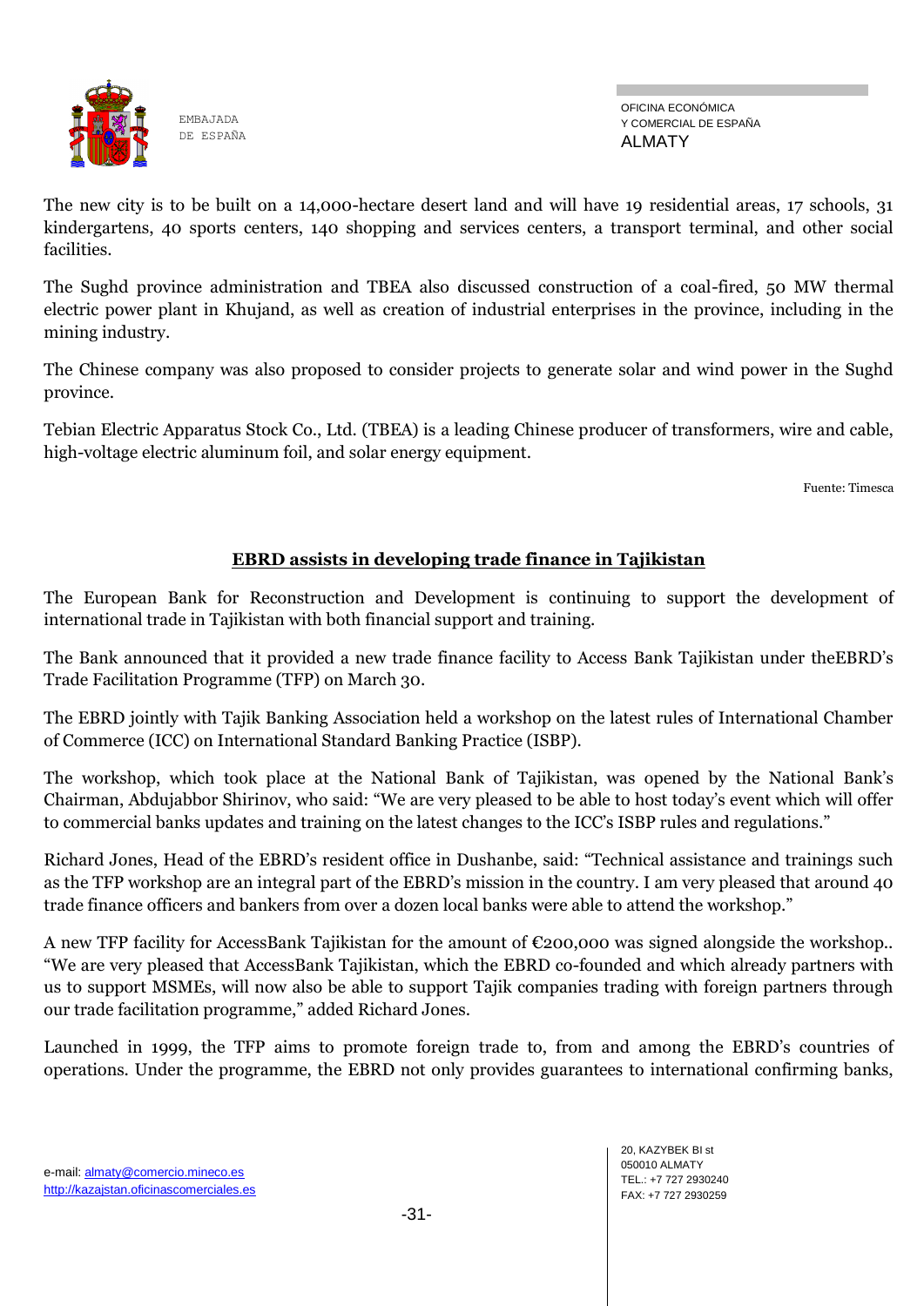The new city is to be built on a 14,000-hectare desert land and will have 19 residential areas, 17 schools, 31 kindergartens, 40 sports centers, 140 shopping and services centers, a transport terminal, and other social facilities.

The Sughd province administration and TBEA also discussed construction of a coal-fired, 50 MW thermal electric power plant in Khujand, as well as creation of industrial enterprises in the province, including in the mining industry.

The Chinese company was also proposed to consider projects to generate solar and wind power in the Sughd province.

Tebian Electric Apparatus Stock Co., Ltd. (TBEA) is a leading Chinese producer of transformers, wire and cable, high-voltage electric aluminum foil, and solar energy equipment.

Fuente: Timesca

## EBRD assists in developing trade finance in Tajikistan

The European Bank for Reconstruction and Development is continuing to support the development of international trade in Tajikistan with both financial support and training.

The Bank announced that it provided a new trade finance facility to Access Bank Tajikistan under theEBRD's Trade Facilitation Programme (TFP) on March 30.

The EBRD jointly with Tajik Banking Association held a workshop on the latest rules of International Chamber of Commerce (ICC) on International Standard Banking Practice (ISBP).

The workshop, which took place at the National Bank of Tajikistan, was opened by the National Bank's Chairman, Abdujabbor Shirinov, who said: "We are very pleased to be able to host today's event which will offer to commercial banks updates and training on the latest changes to the ICC's ISBP rules and regulations."

Richard Jones, Head of the EBRD's resident office in Dushanbe, said: "Technical assistance and trainings such as the TFP workshop are an integral part of the EBRD's mission in the country. I am very pleased that around 40 trade finance officers and bankers from over a dozen local banks were able to attend the workshop."

A new TFP facility for AccessBank Tajikistan for the amount of €200,000 was signed alongside the workshop.. "We are very pleased that AccessBank Tajikistan, which the EBRD co-founded and which already partners with us to support MSMEs, will now also be able to support Tajik companies trading with foreign partners through our trade facilitation programme," added Richard Jones.

Launched in 1999, the TFP aims to promote foreign trade to, from and among the EBRD's countries of operations. Under the programme, the EBRD not only provides guarantees to international confirming banks,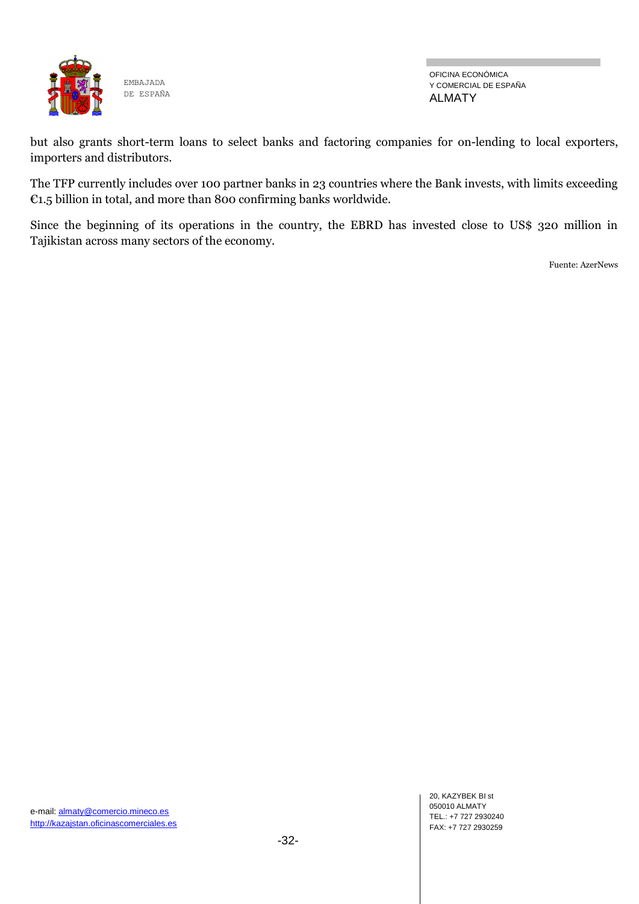but also grants short-term loans to select banks and factoring companies for on-lending to local exporters, importers and distributors.

The TFP currently includes over 100 partner banks in 23 countries where the Bank invests, with limits exceeding €1.5 billion in total, and more than 800 confirming banks worldwide.

Since the beginning of its operations in the country, the EBRD has invested close to US$ 320 million in Tajikistan across many sectors of the economy.

Fuente: AzerNews